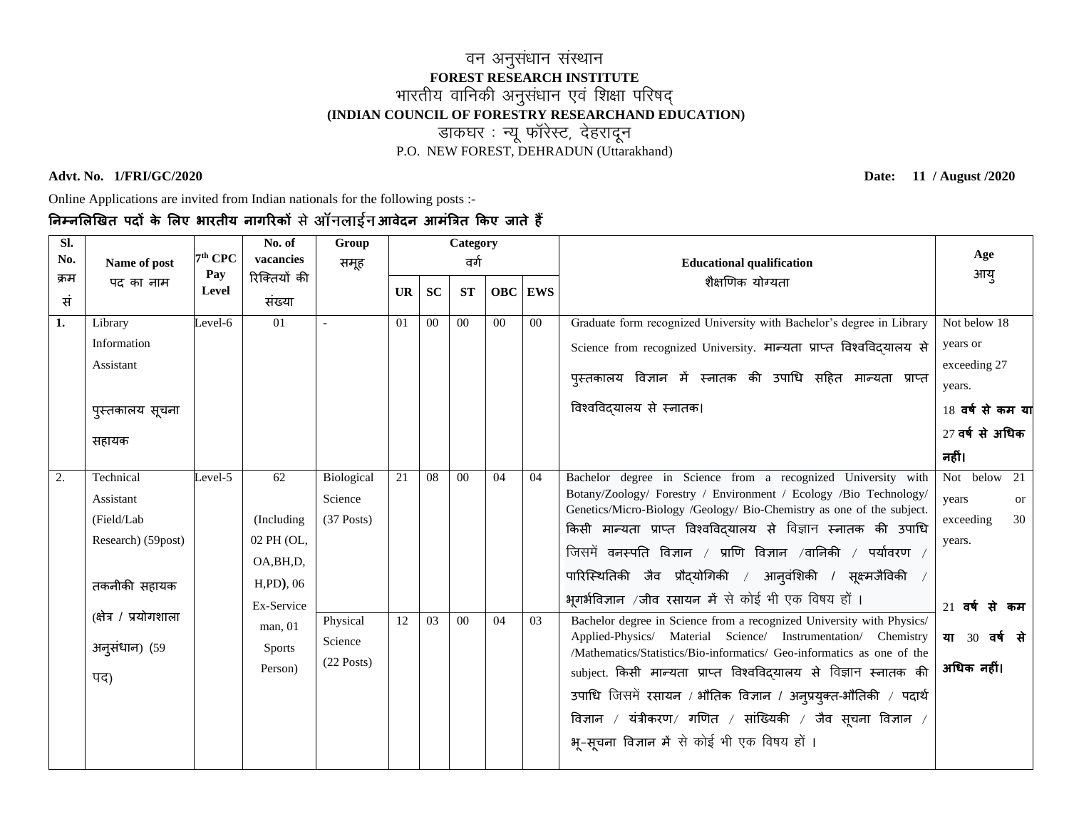# वन अनुसंधान संस्थान

**FOREST RESEARCH INSTITUTE**

भारतीय वानिकी अनुसंधान एवं शिक्षा परिषद्

**(INDIAN COUNCIL OF FORESTRY RESEARCHAND EDUCATION)**

डाकघर : न्यू फॉरेस्ट, देहरादून

P.O. NEW FOREST, DEHRADUN (Uttarakhand)

**Advt. No. 1/FRI/GC/2020** **Date: 11 / August /2020**

Online Applications are invited from Indian nationals for the following posts :-

**निम्नलिखित पदों के लिए भारतीय नागरिकों** से **ऑनलाईन आवेदन आमंत्रित किए जाते हैं**

| Sl. No. क्रम सं | Name of post पद का नाम | 7th CPC Pay Level | No. of vacancies रिक्तियों की संख्या | Group समूह | Category वर्ग | | | | | Educational qualification शैक्षणिक योग्यता | Age आयु |
|---|---|---|---|---|---|---|---|---|---|---|---|
| | | | | | UR | SC | ST | OBC | EWS | | |
| **1.** | Library Information Assistant<br><br>पुस्तकालय सूचना सहायक | Level-6 | 01 | - | 01 | 00 | 00 | 00 | 00 | Graduate form recognized University with Bachelor's degree in Library Science from recognized University. मान्यता प्राप्त विश्वविद्यालय से पुस्तकालय विज्ञान में स्नातक की उपाधि सहित मान्यता प्राप्त विश्वविद्यालय से स्नातक। | Not below 18 years or exceeding 27 years.<br>18 **वर्ष से कम या** 27 **वर्ष से अधिक नहीं।** |
| 2. | Technical Assistant (Field/Lab Research) (59post)<br><br>तकनीकी सहायक (क्षेत्र / प्रयोगशाला अनुसंधान) (59 पद) | Level-5 | 62<br><br>(Including 02 PH (OL, OA,BH,D, H,PD)), 06 Ex-Service man, 01 Sports Person) | Biological Science (37 Posts) | 21 | 08 | 00 | 04 | 04 | Bachelor degree in Science from a recognized University with Botany/Zoology/ Forestry / Environment / Ecology /Bio Technology/ Genetics/Micro-Biology /Geology/ Bio-Chemistry as one of the subject. किसी मान्यता प्राप्त विश्वविद्यालय से विज्ञान स्नातक की उपाधि जिसमें वनस्पति विज्ञान / प्राणि विज्ञान /वानिकी / पर्यावरण / पारिस्थितिकी जैव प्रौद्योगिकी / आनुवंशिकी / सूक्ष्मजैविकी / भूगर्भविज्ञान /जीव रसायन में से कोई भी एक विषय हों । | Not below 21 years or exceeding 30 years.<br><br>21 **वर्ष से कम या** 30 **वर्ष से अधिक नहीं।** |
| | | | | Physical Science (22 Posts) | 12 | 03 | 00 | 04 | 03 | Bachelor degree in Science from a recognized University with Physics/ Applied-Physics/ Material Science/ Instrumentation/ Chemistry /Mathematics/Statistics/Bio-informatics/ Geo-informatics as one of the subject. किसी मान्यता प्राप्त विश्वविद्यालय से विज्ञान स्नातक की उपाधि जिसमें रसायन / भौतिक विज्ञान / अनुप्रयुक्त-भौतिकी / पदार्थ विज्ञान / यंत्रीकरण/ गणित / सांख्यिकी / जैव सूचना विज्ञान / भू-सूचना विज्ञान में से कोई भी एक विषय हों । | |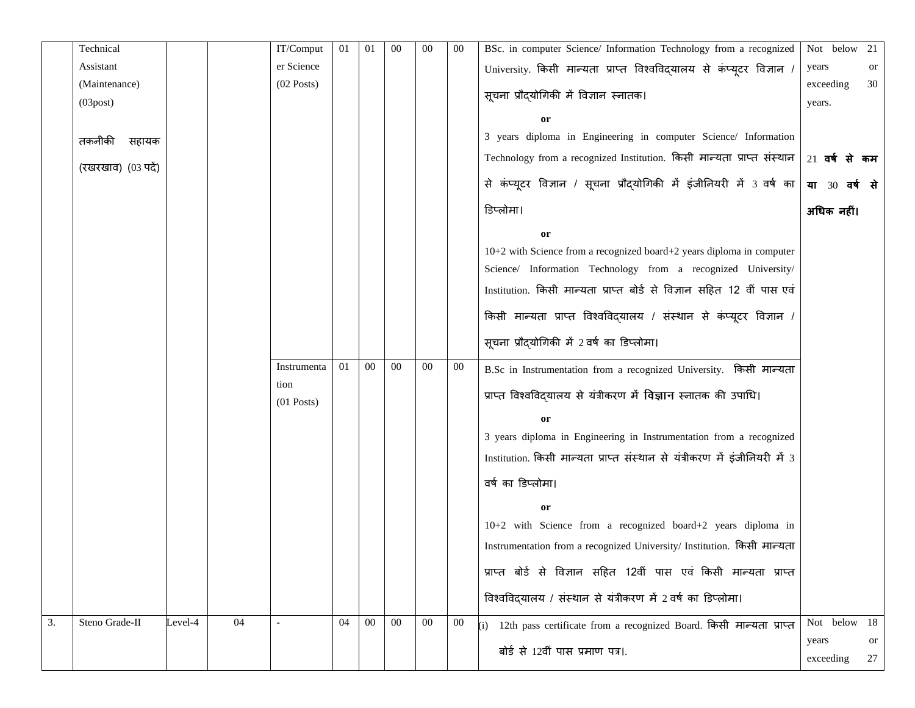| | Technical Assistant (Maintenance) (03post) तकनीकी सहायक (रखरखाव) (03 पदें) | | | IT/Computer Science (02 Posts) | 01 | 01 | 00 | 00 | 00 | BSc. in computer Science/ Information Technology from a recognized University. किसी मान्यता प्राप्त विश्वविद्यालय से कंप्यूटर विज्ञान / सूचना प्रौद्योगिकी में विज्ञान स्नातक। **or** 3 years diploma in Engineering in computer Science/ Information Technology from a recognized Institution. किसी मान्यता प्राप्त संस्थान से कंप्यूटर विज्ञान / सूचना प्रौद्योगिकी में इंजीनियरी में 3 वर्ष का डिप्लोमा। **or** 10+2 with Science from a recognized board+2 years diploma in computer Science/ Information Technology from a recognized University/ Institution. किसी मान्यता प्राप्त बोर्ड से विज्ञान सहित 12 वीं पास एवं किसी मान्यता प्राप्त विश्वविद्यालय / संस्थान से कंप्यूटर विज्ञान / सूचना प्रौद्योगिकी में 2 वर्ष का डिप्लोमा। | Not below 21 years or exceeding 30 years. 21 **वर्ष से कम या** 30 **वर्ष से अधिक नहीं।** |
|---|---|---|---|---|---|---|---|---|---|---|---|
| | | | | Instrumentation (01 Posts) | 01 | 00 | 00 | 00 | 00 | B.Sc in Instrumentation from a recognized University. किसी मान्यता प्राप्त विश्वविद्यालय से यंत्रीकरण में **विज्ञान** स्नातक की उपाधि। **or** 3 years diploma in Engineering in Instrumentation from a recognized Institution. किसी मान्यता प्राप्त संस्थान से यंत्रीकरण में इंजीनियरी में 3 वर्ष का डिप्लोमा। **or** 10+2 with Science from a recognized board+2 years diploma in Instrumentation from a recognized University/ Institution. किसी मान्यता प्राप्त बोर्ड से विज्ञान सहित 12वीं पास एवं किसी मान्यता प्राप्त विश्वविद्यालय / संस्थान से यंत्रीकरण में 2 वर्ष का डिप्लोमा। | |
| 3. | Steno Grade-II | Level-4 | 04 | - | 04 | 00 | 00 | 00 | 00 | (i) 12th pass certificate from a recognized Board. किसी मान्यता प्राप्त बोर्ड से 12वीं पास प्रमाण पत्र।. | Not below 18 years or exceeding 27 |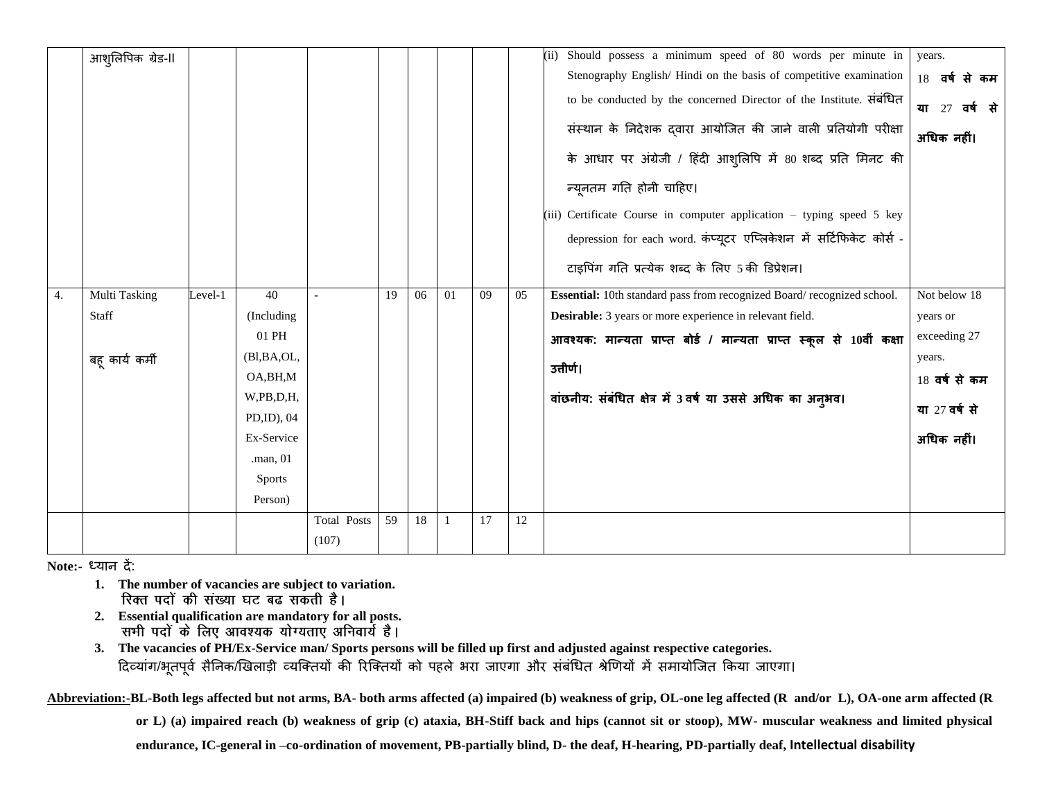| | | | | | | | | | | | |
|---|---|---|---|---|---|---|---|---|---|---|---|
| | आशुलिपिक ग्रेड-II | | | | | | | | | (ii) Should possess a minimum speed of 80 words per minute in Stenography English/ Hindi on the basis of competitive examination to be conducted by the concerned Director of the Institute. संबंधित संस्थान के निदेशक द्वारा आयोजित की जाने वाली प्रतियोगी परीक्षा के आधार पर अंग्रेजी / हिंदी आशुलिपि में 80 शब्द प्रति मिनट की न्यूनतम गति होनी चाहिए। (iii) Certificate Course in computer application – typing speed 5 key depression for each word. कंप्यूटर एप्लिकेशन में सर्टिफिकेट कोर्स - टाइपिंग गति प्रत्येक शब्द के लिए 5 की डिप्रेशन। | years. **18 वर्ष से कम या 27 वर्ष से अधिक नहीं।** |
| 4. | Multi Tasking Staff<br><br>बहू कार्य कर्मी | Level-1 | 40 (Including 01 PH (Bl,BA,OL, OA,BH,MW,PB,D,H, PD,ID), 04 Ex-Service .man, 01 Sports Person) | - | 19 | 06 | 01 | 09 | 05 | **Essential:** 10th standard pass from recognized Board/ recognized school.<br>**Desirable:** 3 years or more experience in relevant field.<br>**आवश्यक: मान्यता प्राप्त बोर्ड / मान्यता प्राप्त स्कूल से 10वीं कक्षा उत्तीर्ण।**<br>**वांछनीय: संबंधित क्षेत्र में 3 वर्ष या उससे अधिक का अनुभव।** | Not below 18 years or exceeding 27 years. **18 वर्ष से कम या 27 वर्ष से अधिक नहीं।** |
| | | | | Total Posts (107) | 59 | 18 | 1 | 17 | 12 | | |

**Note:-** ध्यान दें:

1. **The number of vacancies are subject to variation.**
   **रिक्त पदों की संख्या घट बढ सकती है।**
2. **Essential qualification are mandatory for all posts.**
   **सभी पदों के लिए आवश्यक योग्यताए अनिवार्य है।**
3. **The vacancies of PH/Ex-Service man/ Sports persons will be filled up first and adjusted against respective categories.**
   दिव्यांग/भूतपूर्व सैनिक/खिलाड़ी व्यक्तियों की रिक्तियों को पहले भरा जाएगा और संबंधित श्रेणियों में समायोजित किया जाएगा।

**Abbreviation:-BL-Both legs affected but not arms, BA- both arms affected (a) impaired (b) weakness of grip, OL-one leg affected (R and/or L), OA-one arm affected (R or L) (a) impaired reach (b) weakness of grip (c) ataxia, BH-Stiff back and hips (cannot sit or stoop), MW- muscular weakness and limited physical endurance, IC-general in –co-ordination of movement, PB-partially blind, D- the deaf, H-hearing, PD-partially deaf, Intellectual disability**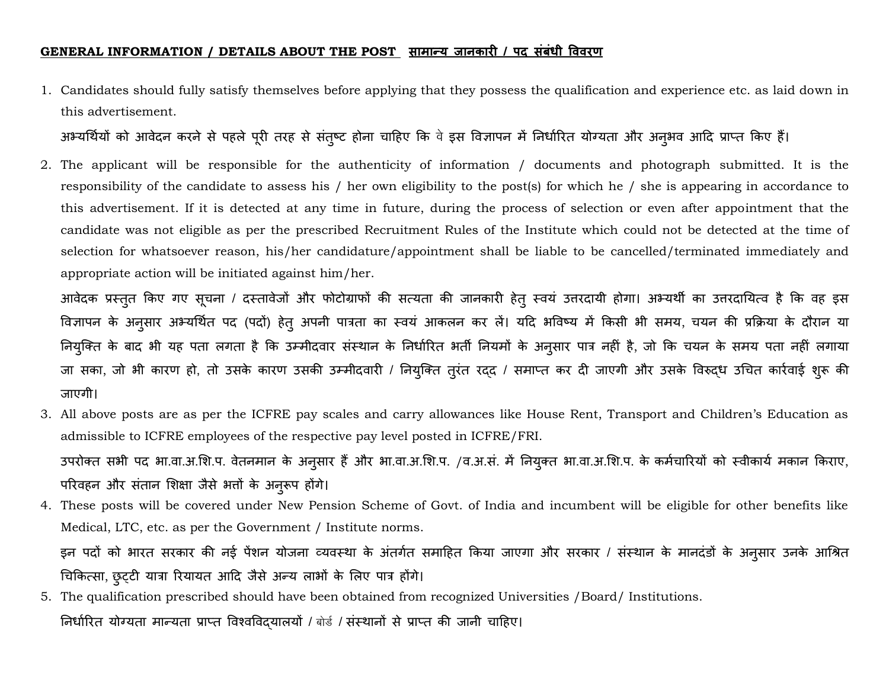## GENERAL INFORMATION / DETAILS ABOUT THE POST सामान्य जानकारी / पद संबंधी विवरण

1. Candidates should fully satisfy themselves before applying that they possess the qualification and experience etc. as laid down in this advertisement.

   अभ्यर्थियों को आवेदन करने से पहले पूरी तरह से संतुष्ट होना चाहिए कि वे इस विज्ञापन में निर्धारित योग्यता और अनुभव आदि प्राप्त किए हैं।

2. The applicant will be responsible for the authenticity of information / documents and photograph submitted. It is the responsibility of the candidate to assess his / her own eligibility to the post(s) for which he / she is appearing in accordance to this advertisement. If it is detected at any time in future, during the process of selection or even after appointment that the candidate was not eligible as per the prescribed Recruitment Rules of the Institute which could not be detected at the time of selection for whatsoever reason, his/her candidature/appointment shall be liable to be cancelled/terminated immediately and appropriate action will be initiated against him/her.

   आवेदक प्रस्तुत किए गए सूचना / दस्तावेजों और फोटोग्राफों की सत्यता की जानकारी हेतु स्वयं उत्तरदायी होगा। अभ्यर्थी का उत्तरदायित्व है कि वह इस विज्ञापन के अनुसार अभ्यर्थित पद (पदों) हेतु अपनी पात्रता का स्वयं आकलन कर लें। यदि भविष्य में किसी भी समय, चयन की प्रक्रिया के दौरान या नियुक्ति के बाद भी यह पता लगता है कि उम्मीदवार संस्थान के निर्धारित भर्ती नियमों के अनुसार पात्र नहीं है, जो कि चयन के समय पता नहीं लगाया जा सका, जो भी कारण हो, तो उसके कारण उसकी उम्मीदवारी / नियुक्ति तुरंत रद्द / समाप्त कर दी जाएगी और उसके विरुद्ध उचित कार्रवाई शुरू की जाएगी।

3. All above posts are as per the ICFRE pay scales and carry allowances like House Rent, Transport and Children's Education as admissible to ICFRE employees of the respective pay level posted in ICFRE/FRI.

   उपरोक्त सभी पद भा.वा.अ.शि.प. वेतनमान के अनुसार हैं और भा.वा.अ.शि.प. /व.अ.सं. में नियुक्त भा.वा.अ.शि.प. के कर्मचारियों को स्वीकार्य मकान किराए, परिवहन और संतान शिक्षा जैसे भत्तों के अनुरूप होंगे।

4. These posts will be covered under New Pension Scheme of Govt. of India and incumbent will be eligible for other benefits like Medical, LTC, etc. as per the Government / Institute norms.

   इन पदों को भारत सरकार की नई पेंशन योजना व्यवस्था के अंतर्गत समाहित किया जाएगा और सरकार / संस्थान के मानदंडों के अनुसार उनके आश्रित चिकित्सा, छुट्टी यात्रा रियायत आदि जैसे अन्य लाभों के लिए पात्र होंगे।

5. The qualification prescribed should have been obtained from recognized Universities /Board/ Institutions.

   निर्धारित योग्यता मान्यता प्राप्त विश्वविद्यालयों / बोर्ड / संस्थानों से प्राप्त की जानी चाहिए।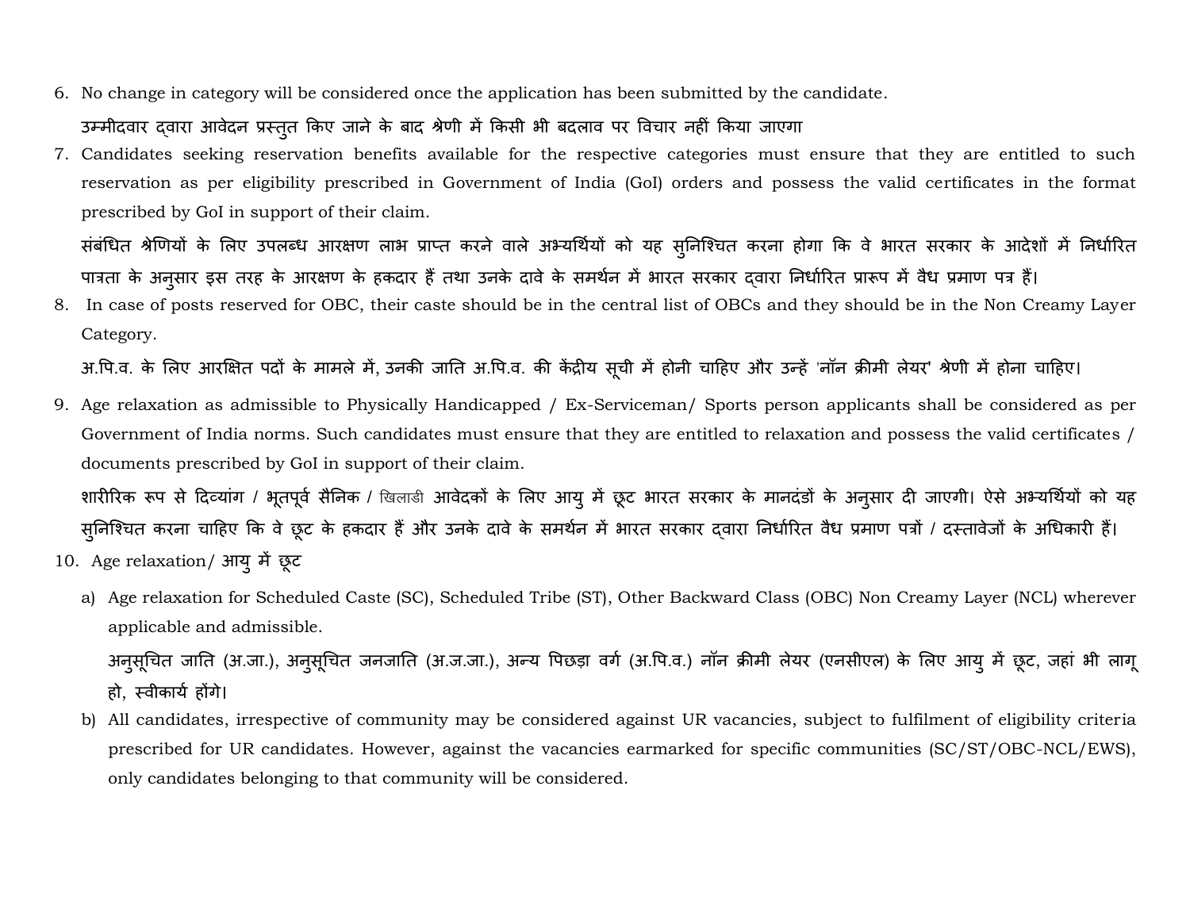6. No change in category will be considered once the application has been submitted by the candidate.

   उम्मीदवार द्वारा आवेदन प्रस्तुत किए जाने के बाद श्रेणी में किसी भी बदलाव पर विचार नहीं किया जाएगा

7. Candidates seeking reservation benefits available for the respective categories must ensure that they are entitled to such reservation as per eligibility prescribed in Government of India (GoI) orders and possess the valid certificates in the format prescribed by GoI in support of their claim.

   संबंधित श्रेणियों के लिए उपलब्ध आरक्षण लाभ प्राप्त करने वाले अभ्यर्थियों को यह सुनिश्चित करना होगा कि वे भारत सरकार के आदेशों में निर्धारित पात्रता के अनुसार इस तरह के आरक्षण के हकदार हैं तथा उनके दावे के समर्थन में भारत सरकार द्वारा निर्धारित प्रारूप में वैध प्रमाण पत्र हैं।

8. In case of posts reserved for OBC, their caste should be in the central list of OBCs and they should be in the Non Creamy Layer Category.

   अ.पि.व. के लिए आरक्षित पदों के मामले में, उनकी जाति अ.पि.व. की केंद्रीय सूची में होनी चाहिए और उन्हें 'नॉन क्रीमी लेयर' श्रेणी में होना चाहिए।

9. Age relaxation as admissible to Physically Handicapped / Ex-Serviceman/ Sports person applicants shall be considered as per Government of India norms. Such candidates must ensure that they are entitled to relaxation and possess the valid certificates / documents prescribed by GoI in support of their claim.

   शारीरिक रूप से दिव्यांग / भूतपूर्व सैनिक / खिलाडी आवेदकों के लिए आयु में छूट भारत सरकार के मानदंडों के अनुसार दी जाएगी। ऐसे अभ्यर्थियों को यह सुनिश्चित करना चाहिए कि वे छूट के हकदार हैं और उनके दावे के समर्थन में भारत सरकार द्वारा निर्धारित वैध प्रमाण पत्रों / दस्तावेजों के अधिकारी हैं।

10. Age relaxation/ आयु में छूट

    a) Age relaxation for Scheduled Caste (SC), Scheduled Tribe (ST), Other Backward Class (OBC) Non Creamy Layer (NCL) wherever applicable and admissible.

       अनुसूचित जाति (अ.जा.), अनुसूचित जनजाति (अ.ज.जा.), अन्य पिछड़ा वर्ग (अ.पि.व.) नॉन क्रीमी लेयर (एनसीएल) के लिए आयु में छूट, जहां भी लागू हो, स्वीकार्य होंगे।

    b) All candidates, irrespective of community may be considered against UR vacancies, subject to fulfilment of eligibility criteria prescribed for UR candidates. However, against the vacancies earmarked for specific communities (SC/ST/OBC-NCL/EWS), only candidates belonging to that community will be considered.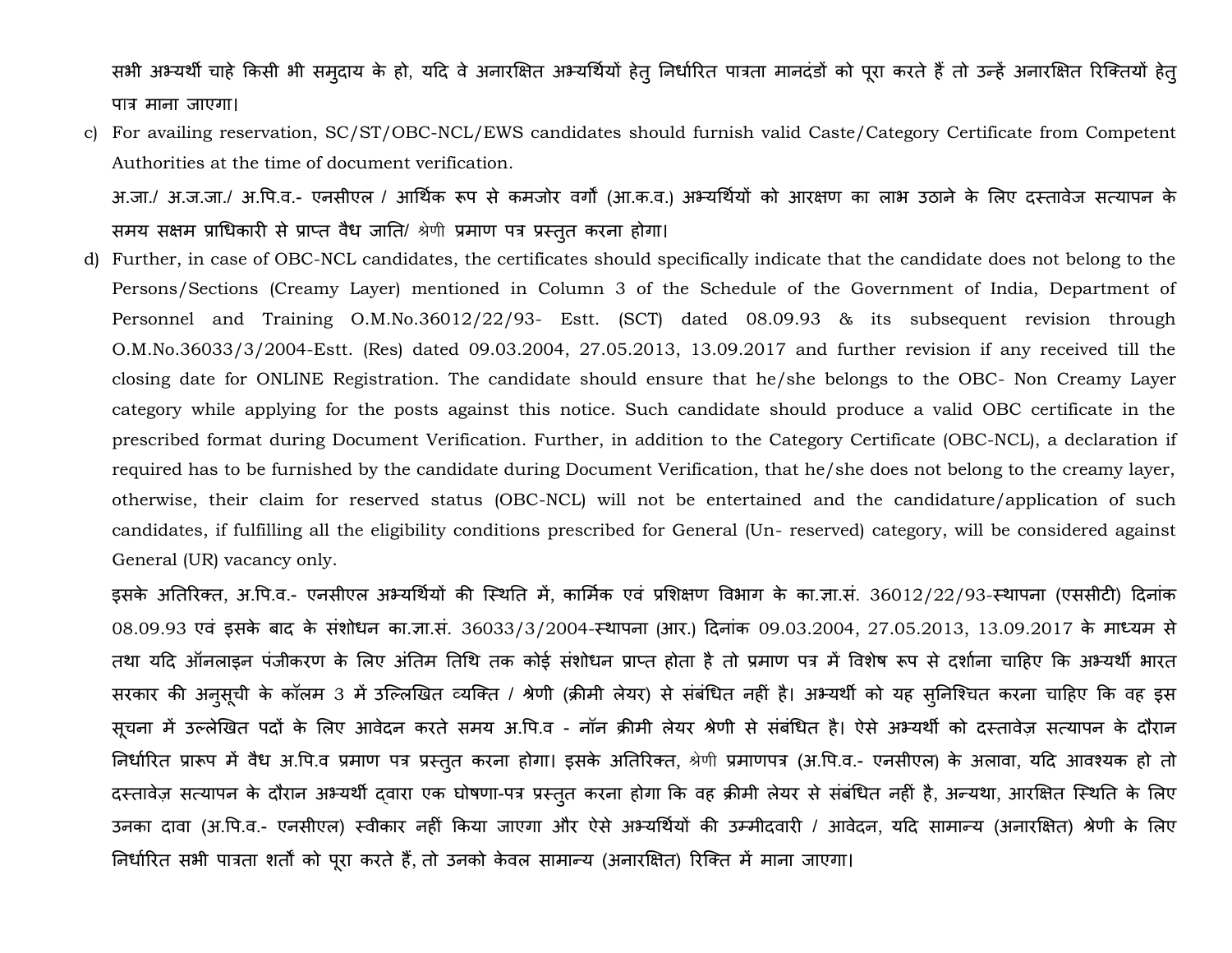सभी अभ्यर्थी चाहे किसी भी समुदाय के हो, यदि वे अनारक्षित अभ्यर्थियों हेतु निर्धारित पात्रता मानदंडों को पूरा करते हैं तो उन्हें अनारक्षित रिक्तियों हेतु पात्र माना जाएगा।

c) For availing reservation, SC/ST/OBC-NCL/EWS candidates should furnish valid Caste/Category Certificate from Competent Authorities at the time of document verification.

   अ.जा./ अ.ज.जा./ अ.पि.व.- एनसीएल / आर्थिक रूप से कमजोर वर्गों (आ.क.व.) अभ्यर्थियों को आरक्षण का लाभ उठाने के लिए दस्तावेज सत्यापन के समय सक्षम प्राधिकारी से प्राप्त वैध जाति/ श्रेणी प्रमाण पत्र प्रस्तुत करना होगा।

d) Further, in case of OBC-NCL candidates, the certificates should specifically indicate that the candidate does not belong to the Persons/Sections (Creamy Layer) mentioned in Column 3 of the Schedule of the Government of India, Department of Personnel and Training O.M.No.36012/22/93- Estt. (SCT) dated 08.09.93 & its subsequent revision through O.M.No.36033/3/2004-Estt. (Res) dated 09.03.2004, 27.05.2013, 13.09.2017 and further revision if any received till the closing date for ONLINE Registration. The candidate should ensure that he/she belongs to the OBC- Non Creamy Layer category while applying for the posts against this notice. Such candidate should produce a valid OBC certificate in the prescribed format during Document Verification. Further, in addition to the Category Certificate (OBC-NCL), a declaration if required has to be furnished by the candidate during Document Verification, that he/she does not belong to the creamy layer, otherwise, their claim for reserved status (OBC-NCL) will not be entertained and the candidature/application of such candidates, if fulfilling all the eligibility conditions prescribed for General (Un- reserved) category, will be considered against General (UR) vacancy only.

   इसके अतिरिक्त, अ.पि.व.- एनसीएल अभ्यर्थियों की स्थिति में, कार्मिक एवं प्रशिक्षण विभाग के का.ज्ञा.सं. 36012/22/93-स्थापना (एससीटी) दिनांक 08.09.93 एवं इसके बाद के संशोधन का.ज्ञा.सं. 36033/3/2004-स्थापना (आर.) दिनांक 09.03.2004, 27.05.2013, 13.09.2017 के माध्यम से तथा यदि ऑनलाइन पंजीकरण के लिए अंतिम तिथि तक कोई संशोधन प्राप्त होता है तो प्रमाण पत्र में विशेष रूप से दर्शाना चाहिए कि अभ्यर्थी भारत सरकार की अनुसूची के कॉलम 3 में उल्लिखित व्यक्ति / श्रेणी (क्रीमी लेयर) से संबंधित नहीं है। अभ्यर्थी को यह सुनिश्चित करना चाहिए कि वह इस सूचना में उल्लेखित पदों के लिए आवेदन करते समय अ.पि.व - नॉन क्रीमी लेयर श्रेणी से संबंधित है। ऐसे अभ्यर्थी को दस्तावेज़ सत्यापन के दौरान निर्धारित प्रारूप में वैध अ.पि.व प्रमाण पत्र प्रस्तुत करना होगा। इसके अतिरिक्त, श्रेणी प्रमाणपत्र (अ.पि.व.- एनसीएल) के अलावा, यदि आवश्यक हो तो दस्तावेज़ सत्यापन के दौरान अभ्यर्थी द्वारा एक घोषणा-पत्र प्रस्तुत करना होगा कि वह क्रीमी लेयर से संबंधित नहीं है, अन्यथा, आरक्षित स्थिति के लिए उनका दावा (अ.पि.व.- एनसीएल) स्वीकार नहीं किया जाएगा और ऐसे अभ्यर्थियों की उम्मीदवारी / आवेदन, यदि सामान्य (अनारक्षित) श्रेणी के लिए निर्धारित सभी पात्रता शर्तों को पूरा करते हैं, तो उनको केवल सामान्य (अनारक्षित) रिक्ति में माना जाएगा।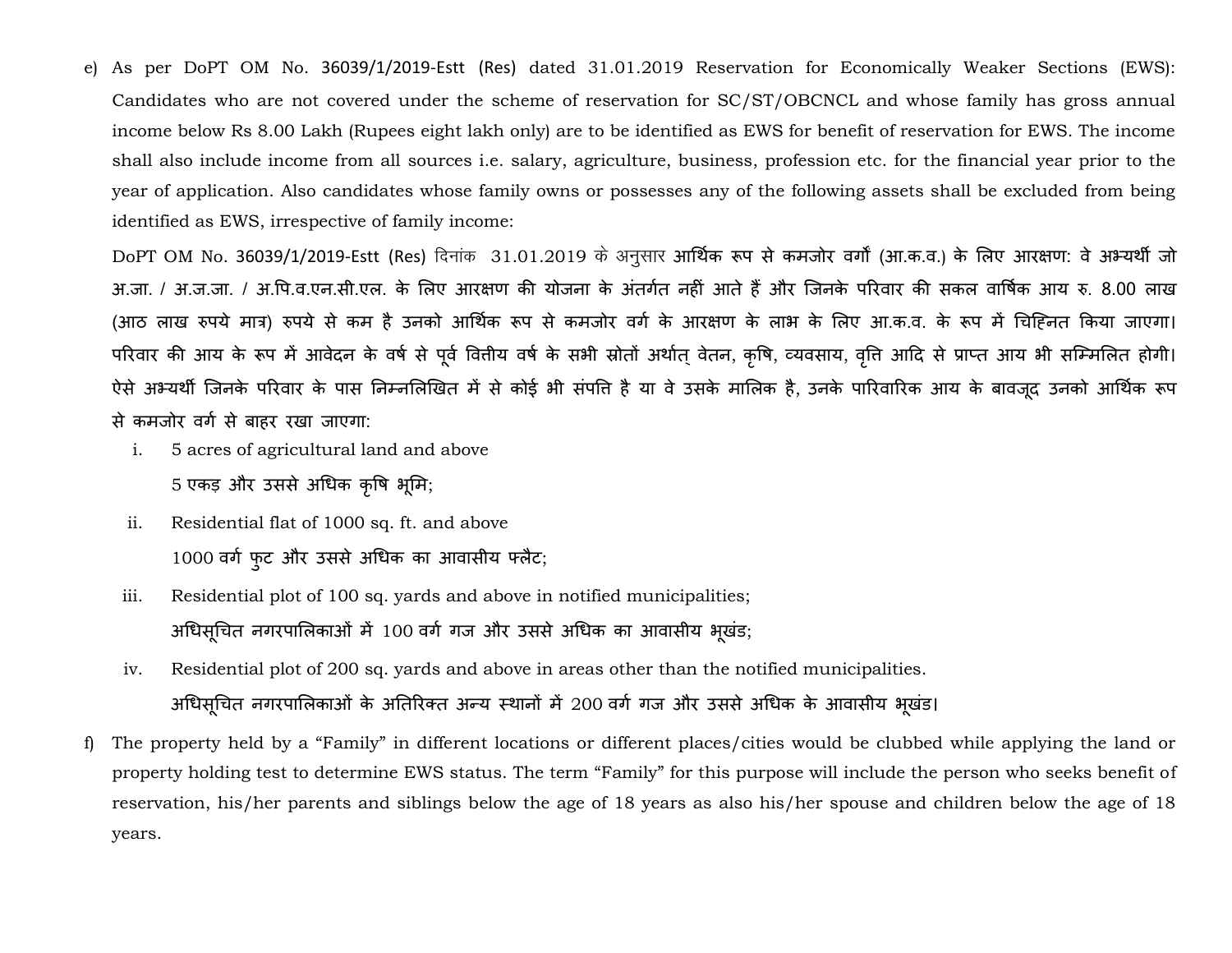e) As per DoPT OM No. 36039/1/2019-Estt (Res) dated 31.01.2019 Reservation for Economically Weaker Sections (EWS): Candidates who are not covered under the scheme of reservation for SC/ST/OBCNCL and whose family has gross annual income below Rs 8.00 Lakh (Rupees eight lakh only) are to be identified as EWS for benefit of reservation for EWS. The income shall also include income from all sources i.e. salary, agriculture, business, profession etc. for the financial year prior to the year of application. Also candidates whose family owns or possesses any of the following assets shall be excluded from being identified as EWS, irrespective of family income:

   DoPT OM No. 36039/1/2019-Estt (Res) दिनांक 31.01.2019 के अनुसार आर्थिक रूप से कमजोर वर्गों (आ.क.व.) के लिए आरक्षण: वे अभ्यर्थी जो अ.जा. / अ.ज.जा. / अ.पि.व.एन.सी.एल. के लिए आरक्षण की योजना के अंतर्गत नहीं आते हैं और जिनके परिवार की सकल वार्षिक आय रु. 8.00 लाख (आठ लाख रुपये मात्र) रुपये से कम है उनको आर्थिक रूप से कमजोर वर्ग के आरक्षण के लाभ के लिए आ.क.व. के रूप में चिह्नित किया जाएगा। परिवार की आय के रूप में आवेदन के वर्ष से पूर्व वित्तीय वर्ष के सभी स्रोतों अर्थात् वेतन, कृषि, व्यवसाय, वृत्ति आदि से प्राप्त आय भी सम्मिलित होगी। ऐसे अभ्यर्थी जिनके परिवार के पास निम्नलिखित में से कोई भी संपत्ति है या वे उसके मालिक है, उनके पारिवारिक आय के बावजूद उनको आर्थिक रूप से कमजोर वर्ग से बाहर रखा जाएगा:

   i. 5 acres of agricultural land and above
      5 एकड़ और उससे अधिक कृषि भूमि;
   ii. Residential flat of 1000 sq. ft. and above
      1000 वर्ग फुट और उससे अधिक का आवासीय फ्लैट;
   iii. Residential plot of 100 sq. yards and above in notified municipalities;
      अधिसूचित नगरपालिकाओं में 100 वर्ग गज और उससे अधिक का आवासीय भूखंड;
   iv. Residential plot of 200 sq. yards and above in areas other than the notified municipalities.
      अधिसूचित नगरपालिकाओं के अतिरिक्त अन्य स्थानों में 200 वर्ग गज और उससे अधिक के आवासीय भूखंड।

f) The property held by a "Family" in different locations or different places/cities would be clubbed while applying the land or property holding test to determine EWS status. The term "Family" for this purpose will include the person who seeks benefit of reservation, his/her parents and siblings below the age of 18 years as also his/her spouse and children below the age of 18 years.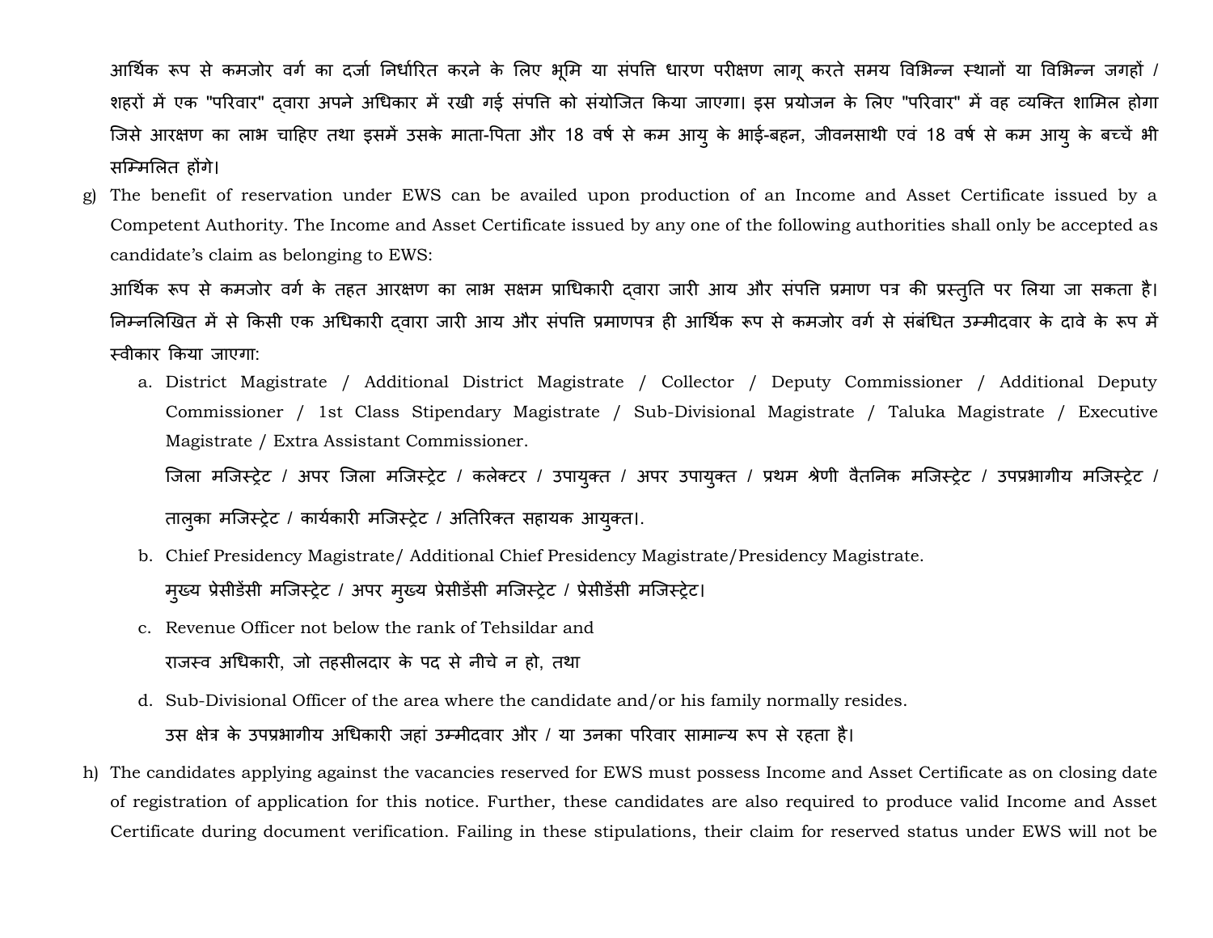आर्थिक रूप से कमजोर वर्ग का दर्जा निर्धारित करने के लिए भूमि या संपत्ति धारण परीक्षण लागू करते समय विभिन्न स्थानों या विभिन्न जगहों / शहरों में एक "परिवार" द्वारा अपने अधिकार में रखी गई संपत्ति को संयोजित किया जाएगा। इस प्रयोजन के लिए "परिवार" में वह व्यक्ति शामिल होगा जिसे आरक्षण का लाभ चाहिए तथा इसमें उसके माता-पिता और 18 वर्ष से कम आयु के भाई-बहन, जीवनसाथी एवं 18 वर्ष से कम आयु के बच्चें भी सम्मिलित होंगे।

g) The benefit of reservation under EWS can be availed upon production of an Income and Asset Certificate issued by a Competent Authority. The Income and Asset Certificate issued by any one of the following authorities shall only be accepted as candidate's claim as belonging to EWS:

   आर्थिक रूप से कमजोर वर्ग के तहत आरक्षण का लाभ सक्षम प्राधिकारी द्वारा जारी आय और संपत्ति प्रमाण पत्र की प्रस्तुति पर लिया जा सकता है। निम्नलिखित में से किसी एक अधिकारी द्वारा जारी आय और संपत्ति प्रमाणपत्र ही आर्थिक रूप से कमजोर वर्ग से संबंधित उम्मीदवार के दावे के रूप में स्वीकार किया जाएगा:

   a. District Magistrate / Additional District Magistrate / Collector / Deputy Commissioner / Additional Deputy Commissioner / 1st Class Stipendary Magistrate / Sub-Divisional Magistrate / Taluka Magistrate / Executive Magistrate / Extra Assistant Commissioner.

      जिला मजिस्ट्रेट / अपर जिला मजिस्ट्रेट / कलेक्टर / उपायुक्त / अपर उपायुक्त / प्रथम श्रेणी वैतनिक मजिस्ट्रेट / उपप्रभागीय मजिस्ट्रेट / तालुका मजिस्ट्रेट / कार्यकारी मजिस्ट्रेट / अतिरिक्त सहायक आयुक्त।.

   b. Chief Presidency Magistrate/ Additional Chief Presidency Magistrate/Presidency Magistrate.

      मुख्य प्रेसीडेंसी मजिस्ट्रेट / अपर मुख्य प्रेसीडेंसी मजिस्ट्रेट / प्रेसीडेंसी मजिस्ट्रेट।

   c. Revenue Officer not below the rank of Tehsildar and

      राजस्व अधिकारी, जो तहसीलदार के पद से नीचे न हो, तथा

   d. Sub-Divisional Officer of the area where the candidate and/or his family normally resides.

      उस क्षेत्र के उपप्रभागीय अधिकारी जहां उम्मीदवार और / या उनका परिवार सामान्य रूप से रहता है।

h) The candidates applying against the vacancies reserved for EWS must possess Income and Asset Certificate as on closing date of registration of application for this notice. Further, these candidates are also required to produce valid Income and Asset Certificate during document verification. Failing in these stipulations, their claim for reserved status under EWS will not be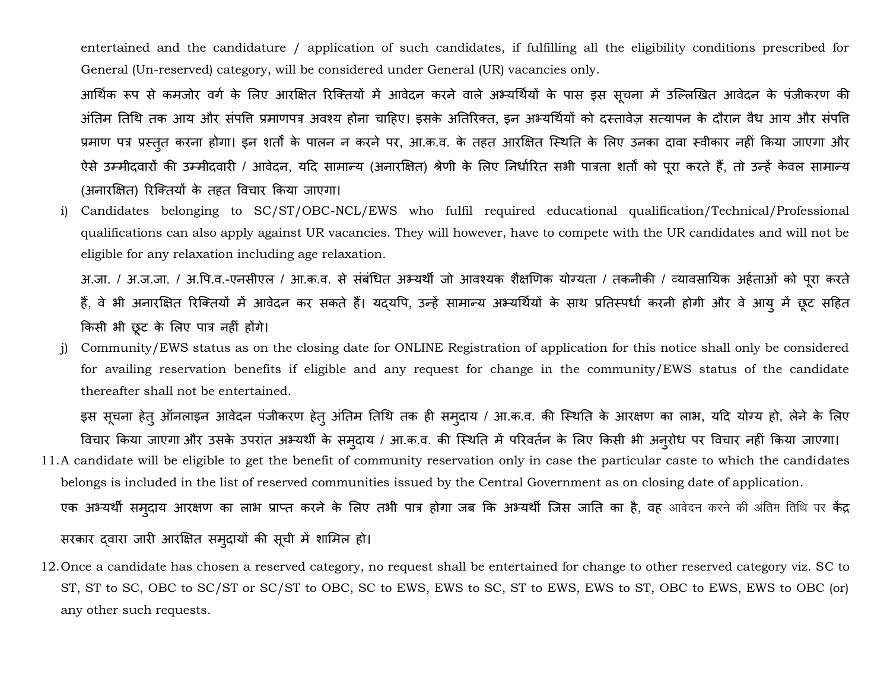entertained and the candidature / application of such candidates, if fulfilling all the eligibility conditions prescribed for General (Un-reserved) category, will be considered under General (UR) vacancies only.

आर्थिक रूप से कमजोर वर्ग के लिए आरक्षित रिक्तियों में आवेदन करने वाले अभ्यर्थियों के पास इस सूचना में उल्लिखित आवेदन के पंजीकरण की अंतिम तिथि तक आय और संपत्ति प्रमाणपत्र अवश्य होना चाहिए। इसके अतिरिक्त, इन अभ्यर्थियों को दस्तावेज़ सत्यापन के दौरान वैध आय और संपत्ति प्रमाण पत्र प्रस्तुत करना होगा। इन शर्तों के पालन न करने पर, आ.क.व. के तहत आरक्षित स्थिति के लिए उनका दावा स्वीकार नहीं किया जाएगा और ऐसे उम्मीदवारों की उम्मीदवारी / आवेदन, यदि सामान्य (अनारक्षित) श्रेणी के लिए निर्धारित सभी पात्रता शर्तों को पूरा करते हैं, तो उन्हें केवल सामान्य (अनारक्षित) रिक्तियों के तहत विचार किया जाएगा।

i) Candidates belonging to SC/ST/OBC-NCL/EWS who fulfil required educational qualification/Technical/Professional qualifications can also apply against UR vacancies. They will however, have to compete with the UR candidates and will not be eligible for any relaxation including age relaxation.

   अ.जा. / अ.ज.जा. / अ.पि.व.-एनसीएल / आ.क.व. से संबंधित अभ्यर्थी जो आवश्यक शैक्षणिक योग्यता / तकनीकी / व्यावसायिक अर्हताओं को पूरा करते हैं, वे भी अनारक्षित रिक्तियों में आवेदन कर सकते हैं। यद्यपि, उन्हें सामान्य अभ्यर्थियों के साथ प्रतिस्पर्धा करनी होगी और वे आयु में छूट सहित किसी भी छूट के लिए पात्र नहीं होंगे।

j) Community/EWS status as on the closing date for ONLINE Registration of application for this notice shall only be considered for availing reservation benefits if eligible and any request for change in the community/EWS status of the candidate thereafter shall not be entertained.

   इस सूचना हेतु ऑनलाइन आवेदन पंजीकरण हेतु अंतिम तिथि तक ही समुदाय / आ.क.व. की स्थिति के आरक्षण का लाभ, यदि योग्य हो, लेने के लिए विचार किया जाएगा और उसके उपरांत अभ्यर्थी के समुदाय / आ.क.व. की स्थिति में परिवर्तन के लिए किसी भी अनुरोध पर विचार नहीं किया जाएगा।

11. A candidate will be eligible to get the benefit of community reservation only in case the particular caste to which the candidates belongs is included in the list of reserved communities issued by the Central Government as on closing date of application.

    एक अभ्यर्थी समुदाय आरक्षण का लाभ प्राप्त करने के लिए तभी पात्र होगा जब कि अभ्यर्थी जिस जाति का है, वह आवेदन करने की अंतिम तिथि पर केंद्र सरकार द्वारा जारी आरक्षित समुदायों की सूची में शामिल हो।

12. Once a candidate has chosen a reserved category, no request shall be entertained for change to other reserved category viz. SC to ST, ST to SC, OBC to SC/ST or SC/ST to OBC, SC to EWS, EWS to SC, ST to EWS, EWS to ST, OBC to EWS, EWS to OBC (or) any other such requests.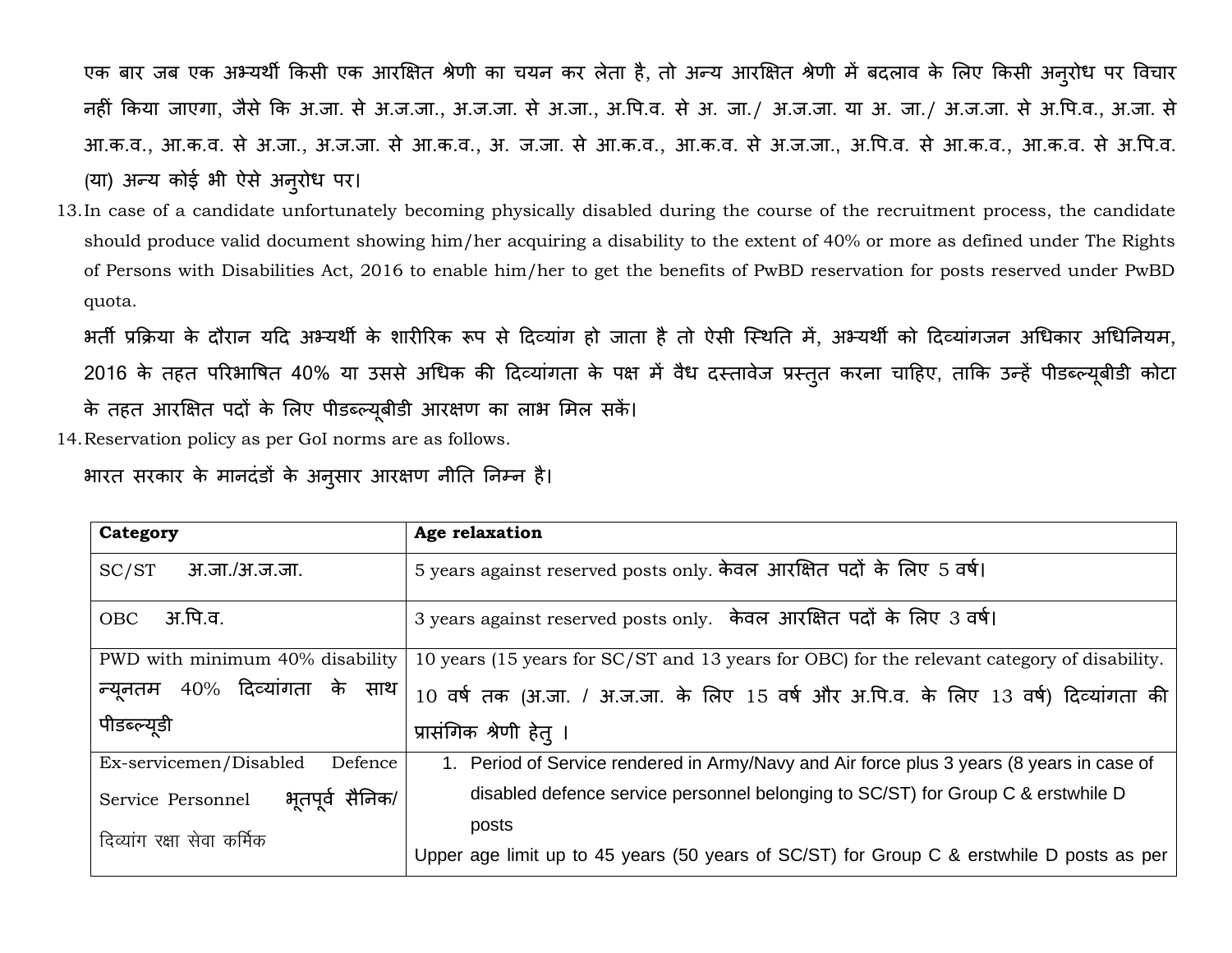एक बार जब एक अभ्यर्थी किसी एक आरक्षित श्रेणी का चयन कर लेता है, तो अन्य आरक्षित श्रेणी में बदलाव के लिए किसी अनुरोध पर विचार नहीं किया जाएगा, जैसे कि अ.जा. से अ.ज.जा., अ.ज.जा. से अ.जा., अ.पि.व. से अ. जा./ अ.ज.जा. या अ. जा./ अ.ज.जा. से अ.पि.व., अ.जा. से आ.क.व., आ.क.व. से अ.जा., अ.ज.जा. से आ.क.व., अ. ज.जा. से आ.क.व., आ.क.व. से अ.ज.जा., अ.पि.व. से आ.क.व., आ.क.व. से अ.पि.व (या) अन्य कोई भी ऐसे अनुरोध पर।

13. In case of a candidate unfortunately becoming physically disabled during the course of the recruitment process, the candidate should produce valid document showing him/her acquiring a disability to the extent of 40% or more as defined under The Rights of Persons with Disabilities Act, 2016 to enable him/her to get the benefits of PwBD reservation for posts reserved under PwBD quota.

    भर्ती प्रक्रिया के दौरान यदि अभ्यर्थी के शारीरिक रूप से दिव्यांग हो जाता है तो ऐसी स्थिति में, अभ्यर्थी को दिव्यांगजन अधिकार अधिनियम, 2016 के तहत परिभाषित 40% या उससे अधिक की दिव्यांगता के पक्ष में वैध दस्तावेज प्रस्तुत करना चाहिए, ताकि उन्हें पीडब्ल्यूबीडी कोटा के तहत आरक्षित पदों के लिए पीडब्ल्यूबीडी आरक्षण का लाभ मिल सकें।

14. Reservation policy as per GoI norms are as follows.

    भारत सरकार के मानदंडों के अनुसार आरक्षण नीति निम्न है।

| **Category** | **Age relaxation** |
|---|---|
| SC/ST अ.जा./अ.ज.जा. | 5 years against reserved posts only. केवल आरक्षित पदों के लिए 5 वर्ष। |
| OBC अ.पि.व. | 3 years against reserved posts only. केवल आरक्षित पदों के लिए 3 वर्ष। |
| PWD with minimum 40% disability न्यूनतम 40% दिव्यांगता के साथ पीडब्ल्यूडी | 10 years (15 years for SC/ST and 13 years for OBC) for the relevant category of disability. 10 वर्ष तक (अ.जा. / अ.ज.जा. के लिए 15 वर्ष और अ.पि.व. के लिए 13 वर्ष) दिव्यांगता की प्रासंगिक श्रेणी हेतु । |
| Ex-servicemen/Disabled Defence Service Personnel भूतपूर्व सैनिक/ दिव्यांग रक्षा सेवा कर्मिक | 1. Period of Service rendered in Army/Navy and Air force plus 3 years (8 years in case of disabled defence service personnel belonging to SC/ST) for Group C & erstwhile D posts<br>Upper age limit up to 45 years (50 years of SC/ST) for Group C & erstwhile D posts as per |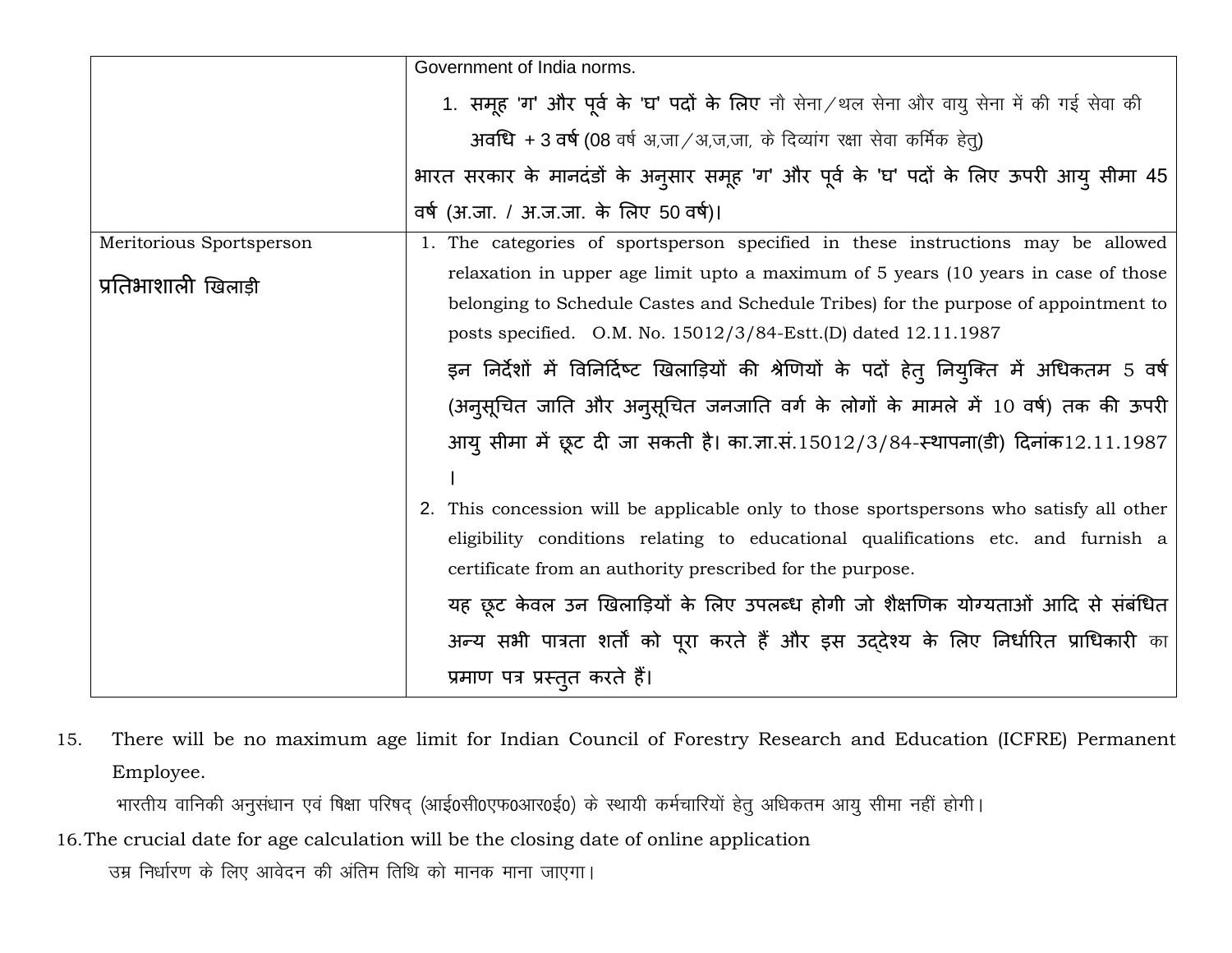| | |
|---|---|
| | Government of India norms.<br>1. समूह 'ग' और पूर्व के 'घ' पदों के लिए नौ सेना/थल सेना और वायु सेना में की गई सेवा की अवधि + 3 वर्ष (08 वर्ष अ,जा/अ,ज,जा, के दिव्यांग रक्षा सेवा कर्मिक हेतु)<br>भारत सरकार के मानदंडों के अनुसार समूह 'ग' और पूर्व के 'घ' पदों के लिए ऊपरी आयु सीमा 45 वर्ष (अ.जा. / अ.ज.जा. के लिए 50 वर्ष)। |
| Meritorious Sportsperson<br>प्रतिभाशाली खिलाड़ी | 1. The categories of sportsperson specified in these instructions may be allowed relaxation in upper age limit upto a maximum of 5 years (10 years in case of those belonging to Schedule Castes and Schedule Tribes) for the purpose of appointment to posts specified. O.M. No. 15012/3/84-Estt.(D) dated 12.11.1987<br>इन निर्देशों में विनिर्दिष्ट खिलाड़ियों की श्रेणियों के पदों हेतु नियुक्ति में अधिकतम 5 वर्ष (अनुसूचित जाति और अनुसूचित जनजाति वर्ग के लोगों के मामले में 10 वर्ष) तक की ऊपरी आयु सीमा में छूट दी जा सकती है। का.ज्ञा.सं.15012/3/84-स्थापना(डी) दिनांक12.11.1987 ।<br>2. This concession will be applicable only to those sportspersons who satisfy all other eligibility conditions relating to educational qualifications etc. and furnish a certificate from an authority prescribed for the purpose.<br>यह छूट केवल उन खिलाड़ियों के लिए उपलब्ध होगी जो शैक्षणिक योग्यताओं आदि से संबंधित अन्य सभी पात्रता शर्तों को पूरा करते हैं और इस उद्देश्य के लिए निर्धारित प्राधिकारी का प्रमाण पत्र प्रस्तुत करते हैं। |

15. There will be no maximum age limit for Indian Council of Forestry Research and Education (ICFRE) Permanent Employee.

    भारतीय वानिकी अनुसंधान एवं षिक्षा परिषद् (आई0सी0एफ0आर0ई0) के स्थायी कर्मचारियों हेतु अधिकतम आयु सीमा नहीं होगी।

16. The crucial date for age calculation will be the closing date of online application

    उम्र निर्धारण के लिए आवेदन की अंतिम तिथि को मानक माना जाएगा।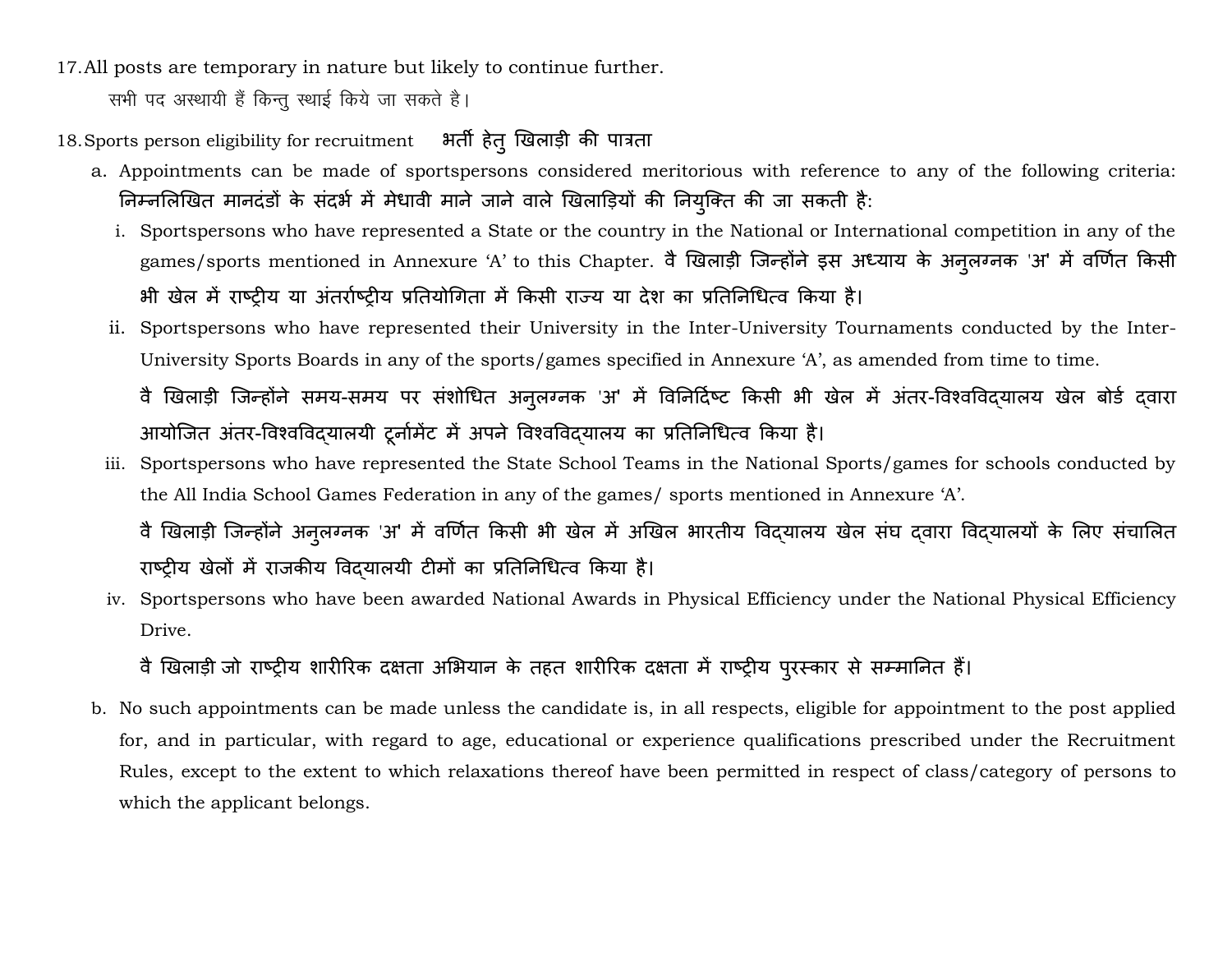17. All posts are temporary in nature but likely to continue further.

    सभी पद अस्थायी हैं किन्तु स्थाई किये जा सकते है।

18. Sports person eligibility for recruitment भर्ती हेतु खिलाड़ी की पात्रता

    a. Appointments can be made of sportspersons considered meritorious with reference to any of the following criteria: निम्नलिखित मानदंडों के संदर्भ में मेधावी माने जाने वाले खिलाड़ियों की नियुक्ति की जा सकती है:

       i. Sportspersons who have represented a State or the country in the National or International competition in any of the games/sports mentioned in Annexure 'A' to this Chapter. वै खिलाड़ी जिन्होंने इस अध्याय के अनुलग्नक 'अ' में वर्णित किसी भी खेल में राष्ट्रीय या अंतर्राष्ट्रीय प्रतियोगिता में किसी राज्य या देश का प्रतिनिधित्व किया है।

       ii. Sportspersons who have represented their University in the Inter-University Tournaments conducted by the Inter-University Sports Boards in any of the sports/games specified in Annexure 'A', as amended from time to time.

           वै खिलाड़ी जिन्होंने समय-समय पर संशोधित अनुलग्नक 'अ' में विनिर्दिष्ट किसी भी खेल में अंतर-विश्वविद्यालय खेल बोर्ड द्वारा आयोजित अंतर-विश्वविद्यालयी टूर्नामेंट में अपने विश्वविद्यालय का प्रतिनिधित्व किया है।

       iii. Sportspersons who have represented the State School Teams in the National Sports/games for schools conducted by the All India School Games Federation in any of the games/ sports mentioned in Annexure 'A'.

            वै खिलाड़ी जिन्होंने अनुलग्नक 'अ' में वर्णित किसी भी खेल में अखिल भारतीय विद्यालय खेल संघ द्वारा विद्यालयों के लिए संचालित राष्ट्रीय खेलों में राजकीय विद्यालयी टीमों का प्रतिनिधित्व किया है।

       iv. Sportspersons who have been awarded National Awards in Physical Efficiency under the National Physical Efficiency Drive.

           वै खिलाड़ी जो राष्ट्रीय शारीरिक दक्षता अभियान के तहत शारीरिक दक्षता में राष्ट्रीय पुरस्कार से सम्मानित हैं।

    b. No such appointments can be made unless the candidate is, in all respects, eligible for appointment to the post applied for, and in particular, with regard to age, educational or experience qualifications prescribed under the Recruitment Rules, except to the extent to which relaxations thereof have been permitted in respect of class/category of persons to which the applicant belongs.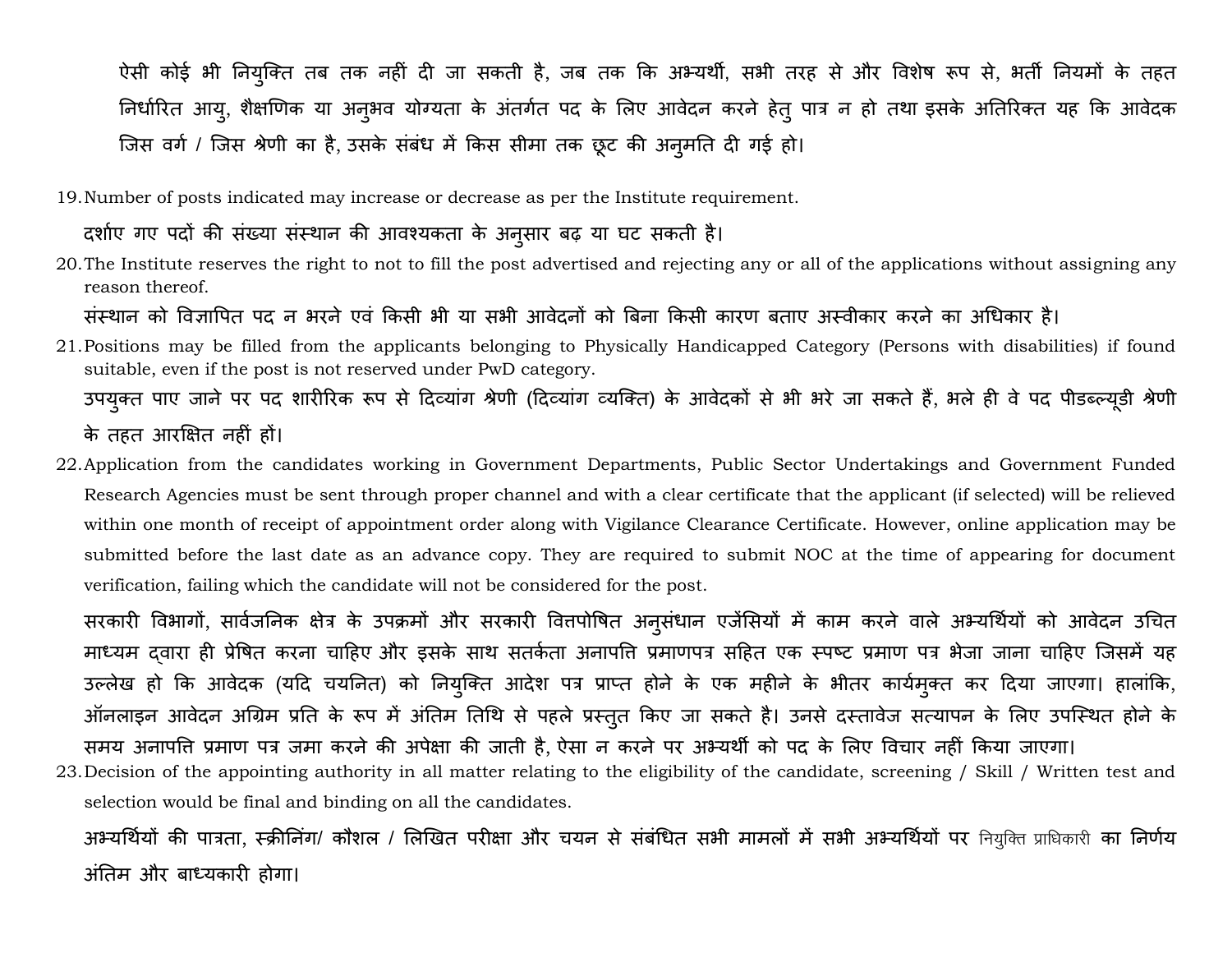ऐसी कोई भी नियुक्ति तब तक नहीं दी जा सकती है, जब तक कि अभ्यर्थी, सभी तरह से और विशेष रूप से, भर्ती नियमों के तहत निर्धारित आयु, शैक्षणिक या अनुभव योग्यता के अंतर्गत पद के लिए आवेदन करने हेतु पात्र न हो तथा इसके अतिरिक्त यह कि आवेदक जिस वर्ग / जिस श्रेणी का है, उसके संबंध में किस सीमा तक छूट की अनुमति दी गई हो।

19. Number of posts indicated may increase or decrease as per the Institute requirement.

    दर्शाए गए पदों की संख्या संस्थान की आवश्यकता के अनुसार बढ़ या घट सकती है।

20. The Institute reserves the right to not to fill the post advertised and rejecting any or all of the applications without assigning any reason thereof.

    संस्थान को विज्ञापित पद न भरने एवं किसी भी या सभी आवेदनों को बिना किसी कारण बताए अस्वीकार करने का अधिकार है।

21. Positions may be filled from the applicants belonging to Physically Handicapped Category (Persons with disabilities) if found suitable, even if the post is not reserved under PwD category.

    उपयुक्त पाए जाने पर पद शारीरिक रूप से दिव्यांग श्रेणी (दिव्यांग व्यक्ति) के आवेदकों से भी भरे जा सकते हैं, भले ही वे पद पीडब्ल्यूडी श्रेणी के तहत आरक्षित नहीं हों।

22. Application from the candidates working in Government Departments, Public Sector Undertakings and Government Funded Research Agencies must be sent through proper channel and with a clear certificate that the applicant (if selected) will be relieved within one month of receipt of appointment order along with Vigilance Clearance Certificate. However, online application may be submitted before the last date as an advance copy. They are required to submit NOC at the time of appearing for document verification, failing which the candidate will not be considered for the post.

    सरकारी विभागों, सार्वजनिक क्षेत्र के उपक्रमों और सरकारी वित्तपोषित अनुसंधान एजेंसियों में काम करने वाले अभ्यर्थियों को आवेदन उचित माध्यम द्वारा ही प्रेषित करना चाहिए और इसके साथ सतर्कता अनापत्ति प्रमाणपत्र सहित एक स्पष्ट प्रमाण पत्र भेजा जाना चाहिए जिसमें यह उल्लेख हो कि आवेदक (यदि चयनित) को नियुक्ति आदेश पत्र प्राप्त होने के एक महीने के भीतर कार्यमुक्त कर दिया जाएगा। हालांकि, ऑनलाइन आवेदन अग्रिम प्रति के रूप में अंतिम तिथि से पहले प्रस्तुत किए जा सकते है। उनसे दस्तावेज सत्यापन के लिए उपस्थित होने के समय अनापत्ति प्रमाण पत्र जमा करने की अपेक्षा की जाती है, ऐसा न करने पर अभ्यर्थी को पद के लिए विचार नहीं किया जाएगा।

23. Decision of the appointing authority in all matter relating to the eligibility of the candidate, screening / Skill / Written test and selection would be final and binding on all the candidates.

    अभ्यर्थियों की पात्रता, स्क्रीनिंग/ कौशल / लिखित परीक्षा और चयन से संबंधित सभी मामलों में सभी अभ्यर्थियों पर नियुक्ति प्राधिकारी का निर्णय अंतिम और बाध्यकारी होगा।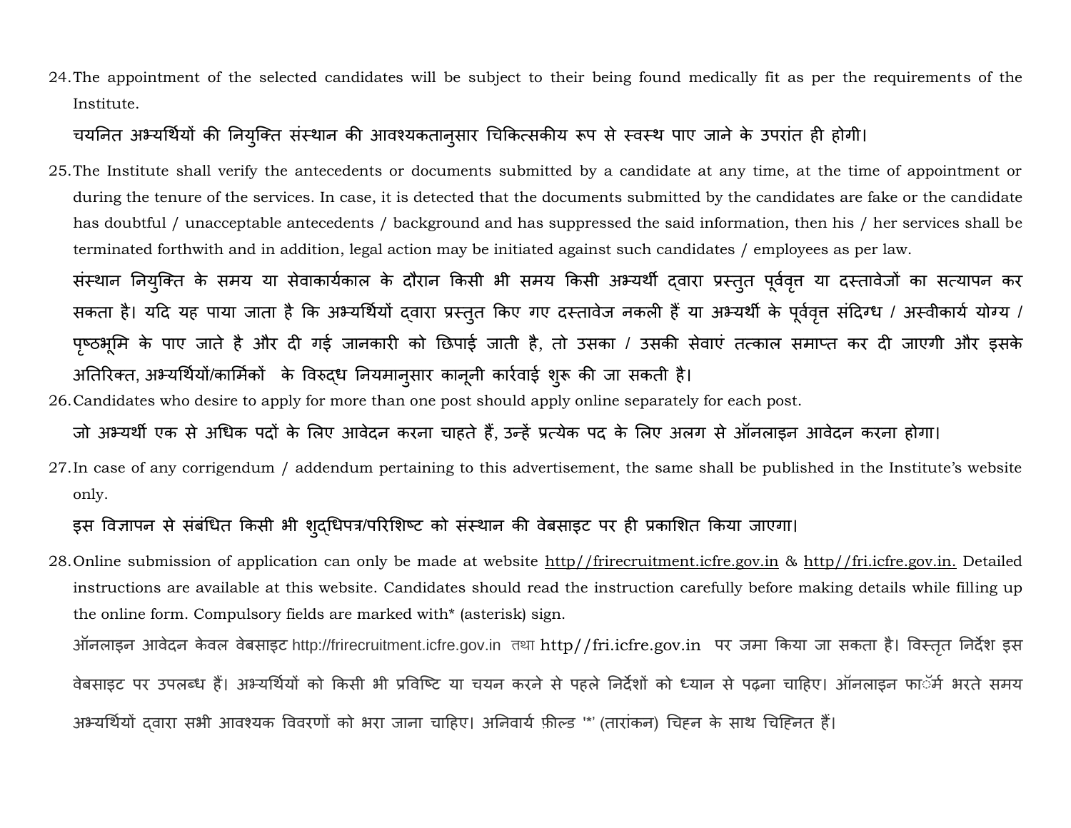24. The appointment of the selected candidates will be subject to their being found medically fit as per the requirements of the Institute.

    चयनित अभ्यर्थियों की नियुक्ति संस्थान की आवश्यकतानुसार चिकित्सकीय रूप से स्वस्थ पाए जाने के उपरांत ही होगी।

25. The Institute shall verify the antecedents or documents submitted by a candidate at any time, at the time of appointment or during the tenure of the services. In case, it is detected that the documents submitted by the candidates are fake or the candidate has doubtful / unacceptable antecedents / background and has suppressed the said information, then his / her services shall be terminated forthwith and in addition, legal action may be initiated against such candidates / employees as per law.

    संस्थान नियुक्ति के समय या सेवाकार्यकाल के दौरान किसी भी समय किसी अभ्यर्थी द्वारा प्रस्तुत पूर्ववृत्त या दस्तावेजों का सत्यापन कर सकता है। यदि यह पाया जाता है कि अभ्यर्थियों द्वारा प्रस्तुत किए गए दस्तावेज नकली हैं या अभ्यर्थी के पूर्ववृत्त संदिग्ध / अस्वीकार्य योग्य / पृष्ठभूमि के पाए जाते है और दी गई जानकारी को छिपाई जाती है, तो उसका / उसकी सेवाएं तत्काल समाप्त कर दी जाएगी और इसके अतिरिक्त, अभ्यर्थियों/कार्मिकों के विरुद्ध नियमानुसार कानूनी कार्रवाई शुरू की जा सकती है।

26. Candidates who desire to apply for more than one post should apply online separately for each post.

    जो अभ्यर्थी एक से अधिक पदों के लिए आवेदन करना चाहते हैं, उन्हें प्रत्येक पद के लिए अलग से ऑनलाइन आवेदन करना होगा।

27. In case of any corrigendum / addendum pertaining to this advertisement, the same shall be published in the Institute's website only.

    इस विज्ञापन से संबंधित किसी भी शुद्धिपत्र/परिशिष्ट को संस्थान की वेबसाइट पर ही प्रकाशित किया जाएगा।

28. Online submission of application can only be made at website http//frirecruitment.icfre.gov.in & http//fri.icfre.gov.in. Detailed instructions are available at this website. Candidates should read the instruction carefully before making details while filling up the online form. Compulsory fields are marked with* (asterisk) sign.

    ऑनलाइन आवेदन केवल वेबसाइट http://frirecruitment.icfre.gov.in तथा http//fri.icfre.gov.in पर जमा किया जा सकता है। विस्तृत निर्देश इस वेबसाइट पर उपलब्ध हैं। अभ्यर्थियों को किसी भी प्रविष्टि या चयन करने से पहले निर्देशों को ध्यान से पढ़ना चाहिए। ऑनलाइन फॉर्म भरते समय अभ्यर्थियों द्वारा सभी आवश्यक विवरणों को भरा जाना चाहिए। अनिवार्य फ़ील्ड '*' (तारांकन) चिह्न के साथ चिह्नित हैं।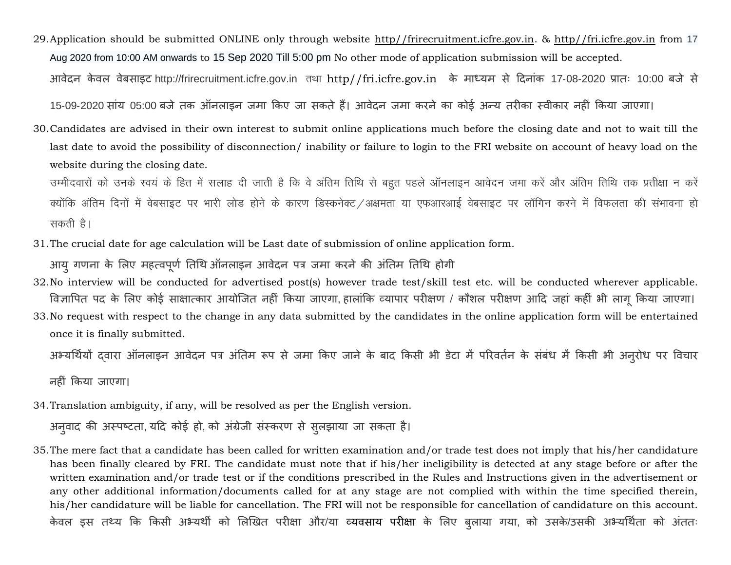29. Application should be submitted ONLINE only through website http//frirecruitment.icfre.gov.in. & http//fri.icfre.gov.in from 17 Aug 2020 from 10:00 AM onwards to 15 Sep 2020 Till 5:00 pm No other mode of application submission will be accepted.

    आवेदन केवल वेबसाइट http://frirecruitment.icfre.gov.in तथा http//fri.icfre.gov.in के माध्यम से दिनांक 17-08-2020 प्रातः 10:00 बजे से 15-09-2020 सांय 05:00 बजे तक ऑनलाइन जमा किए जा सकते हैं। आवेदन जमा करने का कोई अन्य तरीका स्वीकार नहीं किया जाएगा।

30. Candidates are advised in their own interest to submit online applications much before the closing date and not to wait till the last date to avoid the possibility of disconnection/ inability or failure to login to the FRI website on account of heavy load on the website during the closing date.

    उम्मीदवारों को उनके स्वयं के हित में सलाह दी जाती है कि वे अंतिम तिथि से बहुत पहले ऑनलाइन आवेदन जमा करें और अंतिम तिथि तक प्रतीक्षा न करें क्योंकि अंतिम दिनों में वेबसाइट पर भारी लोड होने के कारण डिस्कनेक्ट/अक्षमता या एफआरआई वेबसाइट पर लॉगिन करने में विफलता की संभावना हो सकती है।

31. The crucial date for age calculation will be Last date of submission of online application form.

    आयु गणना के लिए महत्वपूर्ण तिथि ऑनलाइन आवेदन पत्र जमा करने की अंतिम तिथि होगी

32. No interview will be conducted for advertised post(s) however trade test/skill test etc. will be conducted wherever applicable. विज्ञापित पद के लिए कोई साक्षात्कार आयोजित नहीं किया जाएगा, हालांकि व्यापार परीक्षण / कौशल परीक्षण आदि जहां कहीं भी लागू किया जाएगा।

33. No request with respect to the change in any data submitted by the candidates in the online application form will be entertained once it is finally submitted.

    अभ्यर्थियों द्वारा ऑनलाइन आवेदन पत्र अंतिम रूप से जमा किए जाने के बाद किसी भी डेटा में परिवर्तन के संबंध में किसी भी अनुरोध पर विचार नहीं किया जाएगा।

34. Translation ambiguity, if any, will be resolved as per the English version.

    अनुवाद की अस्पष्टता, यदि कोई हो, को अंग्रेजी संस्करण से सुलझाया जा सकता है।

35. The mere fact that a candidate has been called for written examination and/or trade test does not imply that his/her candidature has been finally cleared by FRI. The candidate must note that if his/her ineligibility is detected at any stage before or after the written examination and/or trade test or if the conditions prescribed in the Rules and Instructions given in the advertisement or any other additional information/documents called for at any stage are not complied with within the time specified therein, his/her candidature will be liable for cancellation. The FRI will not be responsible for cancellation of candidature on this account. केवल इस तथ्य कि किसी अभ्यर्थी को लिखित परीक्षा और/या **व्यवसाय परीक्षा** के लिए बुलाया गया, को उसके/उसकी अभ्यर्थिता को अंततः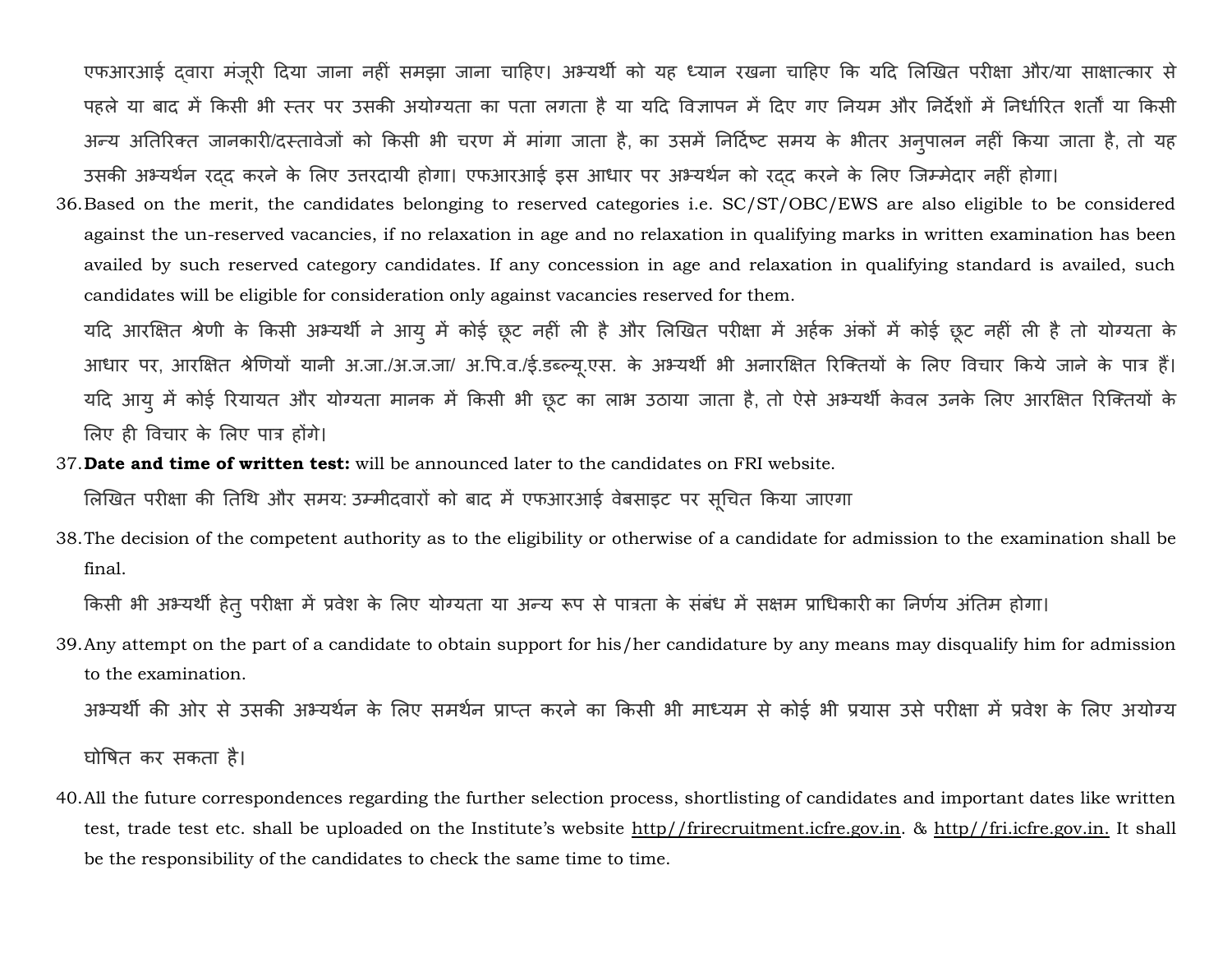एफआरआई द्वारा मंजूरी दिया जाना नहीं समझा जाना चाहिए। अभ्यर्थी को यह ध्यान रखना चाहिए कि यदि लिखित परीक्षा और/या साक्षात्कार से पहले या बाद में किसी भी स्तर पर उसकी अयोग्यता का पता लगता है या यदि विज्ञापन में दिए गए नियम और निर्देशों में निर्धारित शर्तों या किसी अन्य अतिरिक्त जानकारी/दस्तावेजों को किसी भी चरण में मांगा जाता है, का उसमें निर्दिष्ट समय के भीतर अनुपालन नहीं किया जाता है, तो यह उसकी अभ्यर्थन रद्द करने के लिए उत्तरदायी होगा। एफआरआई इस आधार पर अभ्यर्थन को रद्द करने के लिए जिम्मेदार नहीं होगा।

36. Based on the merit, the candidates belonging to reserved categories i.e. SC/ST/OBC/EWS are also eligible to be considered against the un-reserved vacancies, if no relaxation in age and no relaxation in qualifying marks in written examination has been availed by such reserved category candidates. If any concession in age and relaxation in qualifying standard is availed, such candidates will be eligible for consideration only against vacancies reserved for them.

    यदि आरक्षित श्रेणी के किसी अभ्यर्थी ने आयु में कोई छूट नहीं ली है और लिखित परीक्षा में अर्हक अंकों में कोई छूट नहीं ली है तो योग्यता के आधार पर, आरक्षित श्रेणियों यानी अ.जा./अ.ज.जा/ अ.पि.व./ई.डब्ल्यू.एस. के अभ्यर्थी भी अनारक्षित रिक्तियों के लिए विचार किये जाने के पात्र हैं। यदि आयु में कोई रियायत और योग्यता मानक में किसी भी छूट का लाभ उठाया जाता है, तो ऐसे अभ्यर्थी केवल उनके लिए आरक्षित रिक्तियों के लिए ही विचार के लिए पात्र होंगे।

37. **Date and time of written test:** will be announced later to the candidates on FRI website.

    लिखित परीक्षा की तिथि और समय: उम्मीदवारों को बाद में एफआरआई वेबसाइट पर सूचित किया जाएगा

38. The decision of the competent authority as to the eligibility or otherwise of a candidate for admission to the examination shall be final.

    किसी भी अभ्यर्थी हेतु परीक्षा में प्रवेश के लिए योग्यता या अन्य रूप से पात्रता के संबंध में सक्षम प्राधिकारी का निर्णय अंतिम होगा।

39. Any attempt on the part of a candidate to obtain support for his/her candidature by any means may disqualify him for admission to the examination.

    अभ्यर्थी की ओर से उसकी अभ्यर्थन के लिए समर्थन प्राप्त करने का किसी भी माध्यम से कोई भी प्रयास उसे परीक्षा में प्रवेश के लिए अयोग्य घोषित कर सकता है।

40. All the future correspondences regarding the further selection process, shortlisting of candidates and important dates like written test, trade test etc. shall be uploaded on the Institute's website http//frirecruitment.icfre.gov.in. & http//fri.icfre.gov.in. It shall be the responsibility of the candidates to check the same time to time.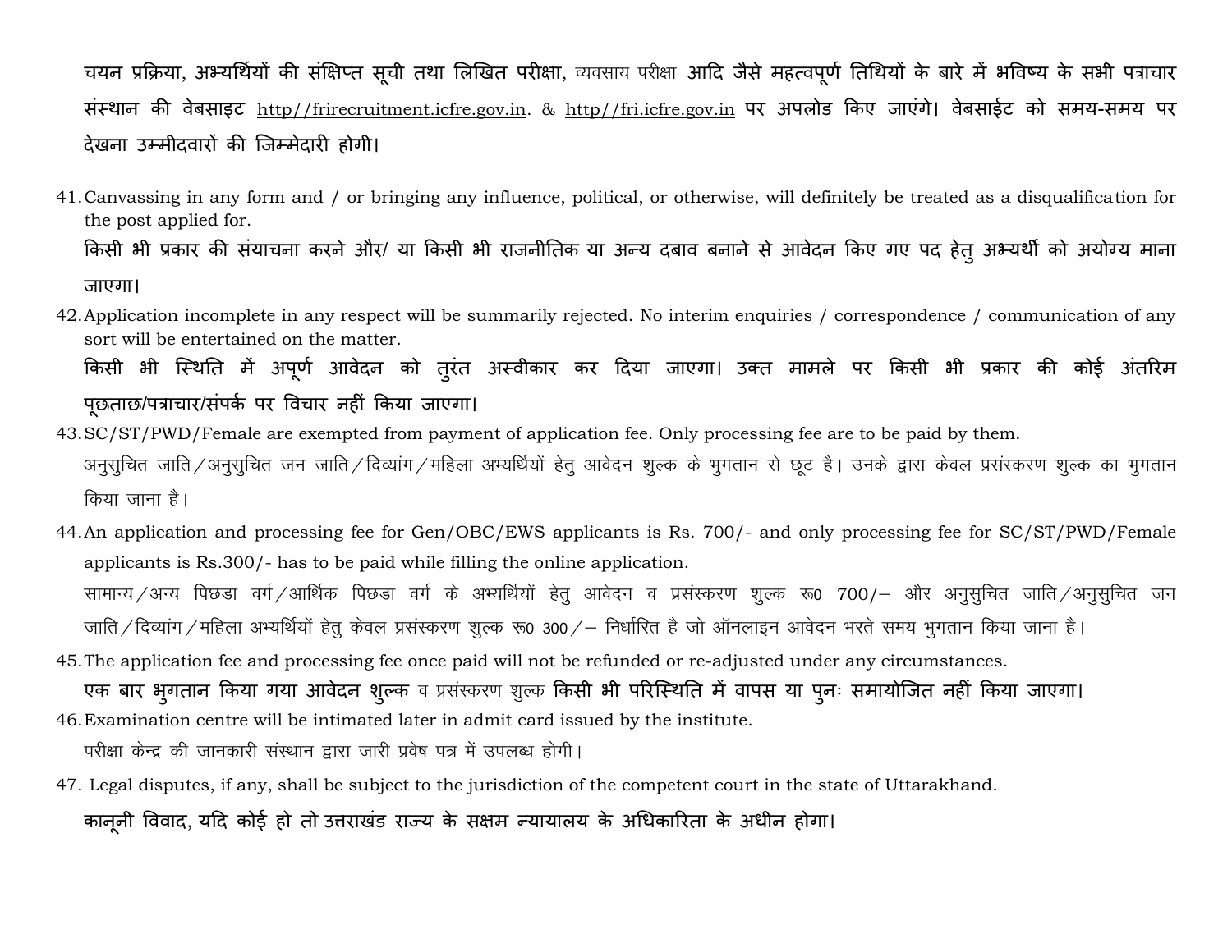चयन प्रक्रिया, अभ्यर्थियों की संक्षिप्त सूची तथा लिखित परीक्षा, व्यवसाय परीक्षा आदि जैसे महत्वपूर्ण तिथियों के बारे में भविष्य के सभी पत्राचार संस्थान की वेबसाइट http//frirecruitment.icfre.gov.in. & http//fri.icfre.gov.in पर अपलोड किए जाएंगे। वेबसाईट को समय-समय पर देखना उम्मीदवारों की जिम्मेदारी होगी।

41. Canvassing in any form and / or bringing any influence, political, or otherwise, will definitely be treated as a disqualification for the post applied for.

    किसी भी प्रकार की संयाचना करने और/ या किसी भी राजनीतिक या अन्य दबाव बनाने से आवेदन किए गए पद हेतु अभ्यर्थी को अयोग्य माना जाएगा।

42. Application incomplete in any respect will be summarily rejected. No interim enquiries / correspondence / communication of any sort will be entertained on the matter.

    किसी भी स्थिति में अपूर्ण आवेदन को तुरंत अस्वीकार कर दिया जाएगा। उक्त मामले पर किसी भी प्रकार की कोई अंतरिम पूछताछ/पत्राचार/संपर्क पर विचार नहीं किया जाएगा।

43. SC/ST/PWD/Female are exempted from payment of application fee. Only processing fee are to be paid by them.

    अनुसुचित जाति/अनुसुचित जन जाति/दिव्यांग/महिला अभ्यर्थियों हेतु आवेदन शुल्क के भुगतान से छूट है। उनके द्वारा केवल प्रसंस्करण शुल्क का भुगतान किया जाना है।

44. An application and processing fee for Gen/OBC/EWS applicants is Rs. 700/- and only processing fee for SC/ST/PWD/Female applicants is Rs.300/- has to be paid while filling the online application.

    सामान्य/अन्य पिछडा वर्ग/आर्थिक पिछडा वर्ग के अभ्यर्थियों हेतु आवेदन व प्रसंस्करण शुल्क रू0 700/– और अनुसुचित जाति/अनुसुचित जन जाति/दिव्यांग/महिला अभ्यर्थियों हेतु केवल प्रसंस्करण शुल्क रू0 300/– निर्धारित है जो ऑनलाइन आवेदन भरते समय भुगतान किया जाना है।

45. The application fee and processing fee once paid will not be refunded or re-adjusted under any circumstances.

    एक बार भुगतान किया गया आवेदन शुल्क व प्रसंस्करण शुल्क किसी भी परिस्थिति में वापस या पुनः समायोजित नहीं किया जाएगा।

46. Examination centre will be intimated later in admit card issued by the institute.

    परीक्षा केन्द्र की जानकारी संस्थान द्वारा जारी प्रवेष पत्र में उपलब्ध होगी।

47. Legal disputes, if any, shall be subject to the jurisdiction of the competent court in the state of Uttarakhand.

    कानूनी विवाद, यदि कोई हो तो उत्तराखंड राज्य के सक्षम न्यायालय के अधिकारिता के अधीन होगा।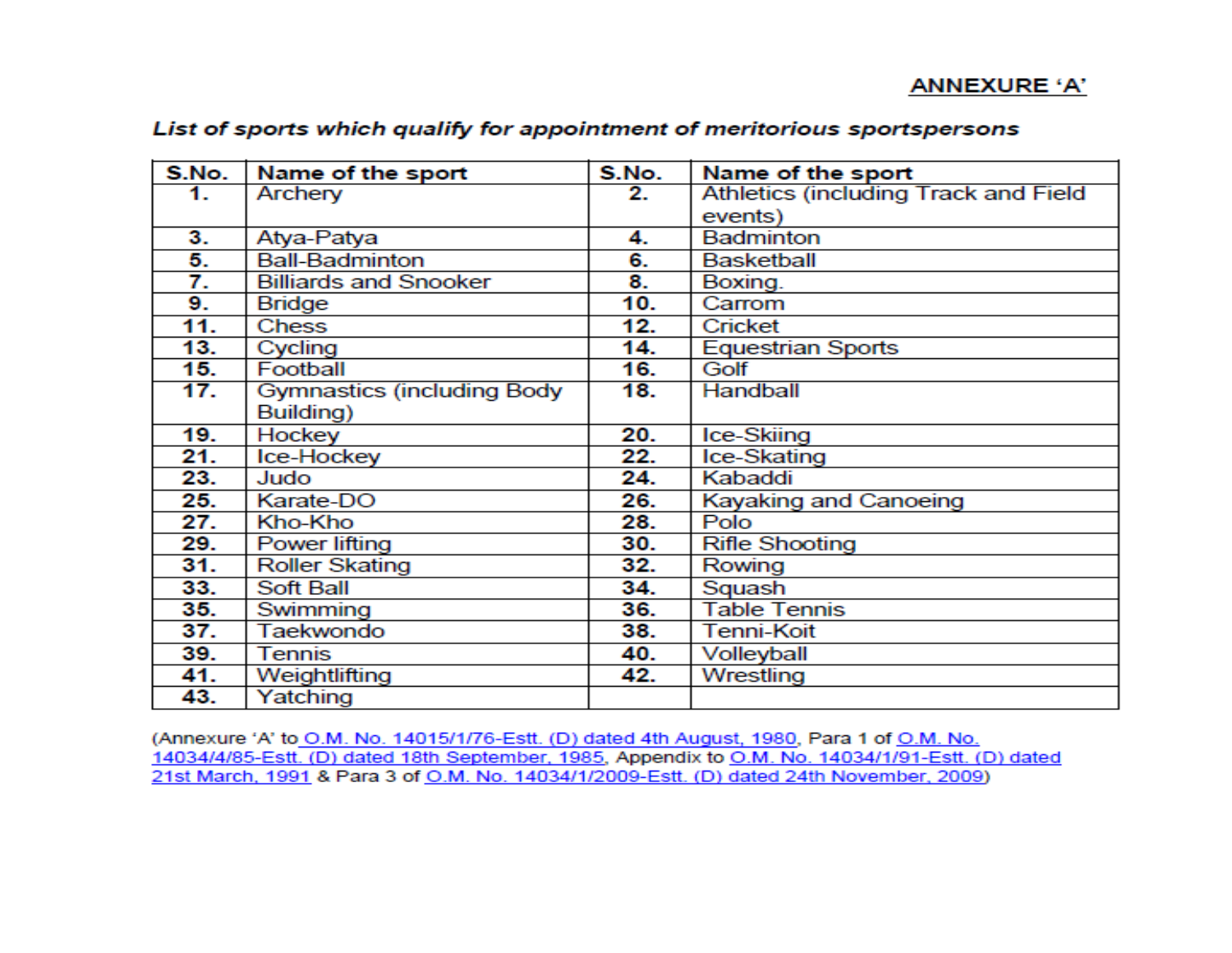**ANNEXURE 'A'**

***List of sports which qualify for appointment of meritorious sportspersons***

| S.No. | Name of the sport | S.No. | Name of the sport |
|---|---|---|---|
| 1. | Archery | 2. | Athletics (including Track and Field events) |
| 3. | Atya-Patya | 4. | Badminton |
| 5. | Ball-Badminton | 6. | Basketball |
| 7. | Billiards and Snooker | 8. | Boxing. |
| 9. | Bridge | 10. | Carrom |
| 11. | Chess | 12. | Cricket |
| 13. | Cycling | 14. | Equestrian Sports |
| 15. | Football | 16. | Golf |
| 17. | Gymnastics (including Body Building) | 18. | Handball |
| 19. | Hockey | 20. | Ice-Skiing |
| 21. | Ice-Hockey | 22. | Ice-Skating |
| 23. | Judo | 24. | Kabaddi |
| 25. | Karate-DO | 26. | Kayaking and Canoeing |
| 27. | Kho-Kho | 28. | Polo |
| 29. | Power lifting | 30. | Rifle Shooting |
| 31. | Roller Skating | 32. | Rowing |
| 33. | Soft Ball | 34. | Squash |
| 35. | Swimming | 36. | Table Tennis |
| 37. | Taekwondo | 38. | Tenni-Koit |
| 39. | Tennis | 40. | Volleyball |
| 41. | Weightlifting | 42. | Wrestling |
| 43. | Yatching | | |

(Annexure 'A' to O.M. No. 14015/1/76-Estt. (D) dated 4th August, 1980, Para 1 of O.M. No. 14034/4/85-Estt. (D) dated 18th September, 1985, Appendix to O.M. No. 14034/1/91-Estt. (D) dated 21st March, 1991 & Para 3 of O.M. No. 14034/1/2009-Estt. (D) dated 24th November, 2009)